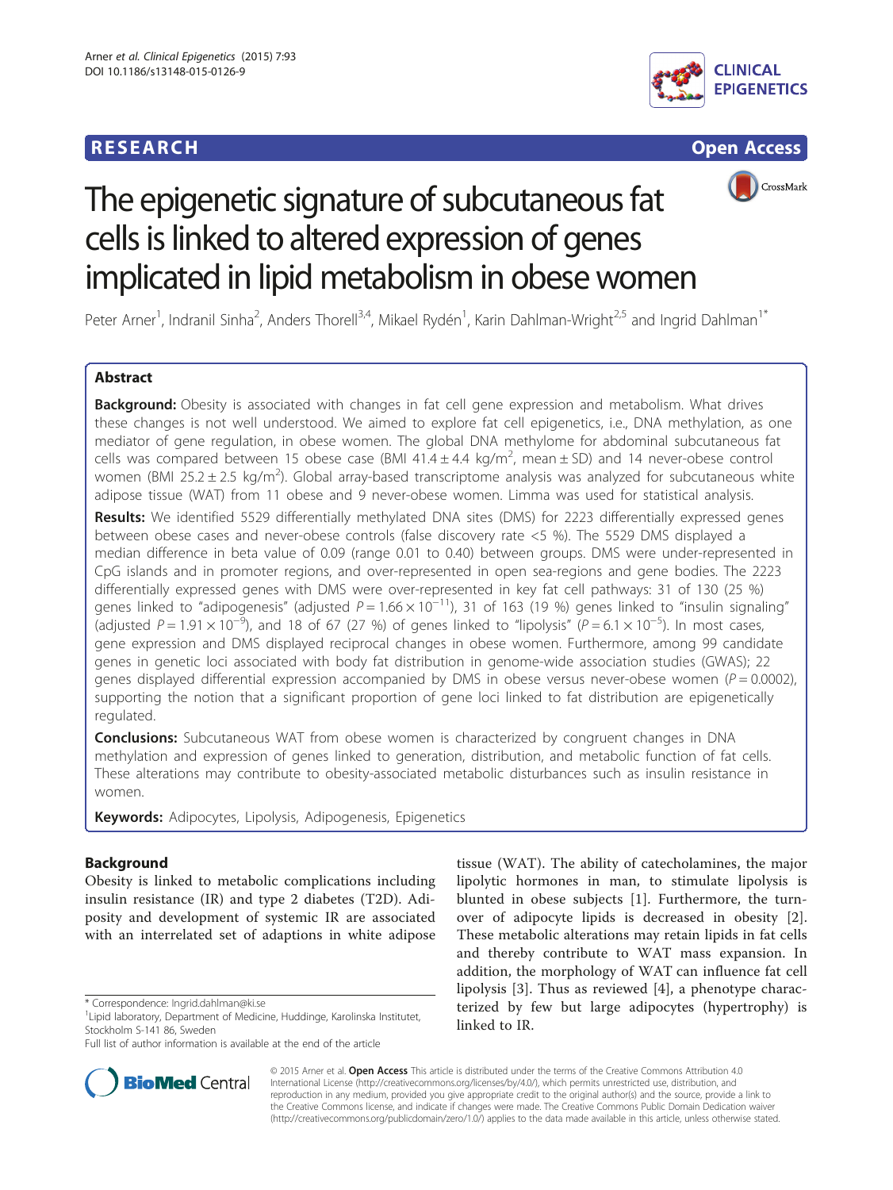**RESEARCH** **Open Access**

# The epigenetic signature of subcutaneous fat cells is linked to altered expression of genes implicated in lipid metabolism in obese women

Peter Arner[1], Indranil Sinha[2], Anders Thorell[3,4], Mikael Rydén[1], Karin Dahlman-Wright[2,5] and Ingrid Dahlman[1*]

## Abstract

**Background:** Obesity is associated with changes in fat cell gene expression and metabolism. What drives these changes is not well understood. We aimed to explore fat cell epigenetics, i.e., DNA methylation, as one mediator of gene regulation, in obese women. The global DNA methylome for abdominal subcutaneous fat cells was compared between 15 obese case (BMI $41.4 \pm 4.4$ kg/m$^2$, mean ± SD) and 14 never-obese control women (BMI $25.2 \pm 2.5$ kg/m$^2$). Global array-based transcriptome analysis was analyzed for subcutaneous white adipose tissue (WAT) from 11 obese and 9 never-obese women. Limma was used for statistical analysis.

**Results:** We identified 5529 differentially methylated DNA sites (DMS) for 2223 differentially expressed genes between obese cases and never-obese controls (false discovery rate <5 %). The 5529 DMS displayed a median difference in beta value of 0.09 (range 0.01 to 0.40) between groups. DMS were under-represented in CpG islands and in promoter regions, and over-represented in open sea-regions and gene bodies. The 2223 differentially expressed genes with DMS were over-represented in key fat cell pathways: 31 of 130 (25 %) genes linked to "adipogenesis" (adjusted $P = 1.66 \times 10^{-11}$), 31 of 163 (19 %) genes linked to "insulin signaling" (adjusted $P = 1.91 \times 10^{-9}$), and 18 of 67 (27 %) of genes linked to "lipolysis" ($P = 6.1 \times 10^{-5}$). In most cases, gene expression and DMS displayed reciprocal changes in obese women. Furthermore, among 99 candidate genes in genetic loci associated with body fat distribution in genome-wide association studies (GWAS); 22 genes displayed differential expression accompanied by DMS in obese versus never-obese women ($P = 0.0002$), supporting the notion that a significant proportion of gene loci linked to fat distribution are epigenetically regulated.

**Conclusions:** Subcutaneous WAT from obese women is characterized by congruent changes in DNA methylation and expression of genes linked to generation, distribution, and metabolic function of fat cells. These alterations may contribute to obesity-associated metabolic disturbances such as insulin resistance in women.

**Keywords:** Adipocytes, Lipolysis, Adipogenesis, Epigenetics

## Background

Obesity is linked to metabolic complications including insulin resistance (IR) and type 2 diabetes (T2D). Adiposity and development of systemic IR are associated with an interrelated set of adaptions in white adipose tissue (WAT). The ability of catecholamines, the major lipolytic hormones in man, to stimulate lipolysis is blunted in obese subjects [1]. Furthermore, the turnover of adipocyte lipids is decreased in obesity [2]. These metabolic alterations may retain lipids in fat cells and thereby contribute to WAT mass expansion. In addition, the morphology of WAT can influence fat cell lipolysis [3]. Thus as reviewed [4], a phenotype characterized by few but large adipocytes (hypertrophy) is linked to IR.

\* Correspondence: Ingrid.dahlman@ki.se
[1]Lipid laboratory, Department of Medicine, Huddinge, Karolinska Institutet, Stockholm S-141 86, Sweden
Full list of author information is available at the end of the article

© 2015 Arner et al. **Open Access** This article is distributed under the terms of the Creative Commons Attribution 4.0 International License (http://creativecommons.org/licenses/by/4.0/), which permits unrestricted use, distribution, and reproduction in any medium, provided you give appropriate credit to the original author(s) and the source, provide a link to the Creative Commons license, and indicate if changes were made. The Creative Commons Public Domain Dedication waiver (http://creativecommons.org/publicdomain/zero/1.0/) applies to the data made available in this article, unless otherwise stated.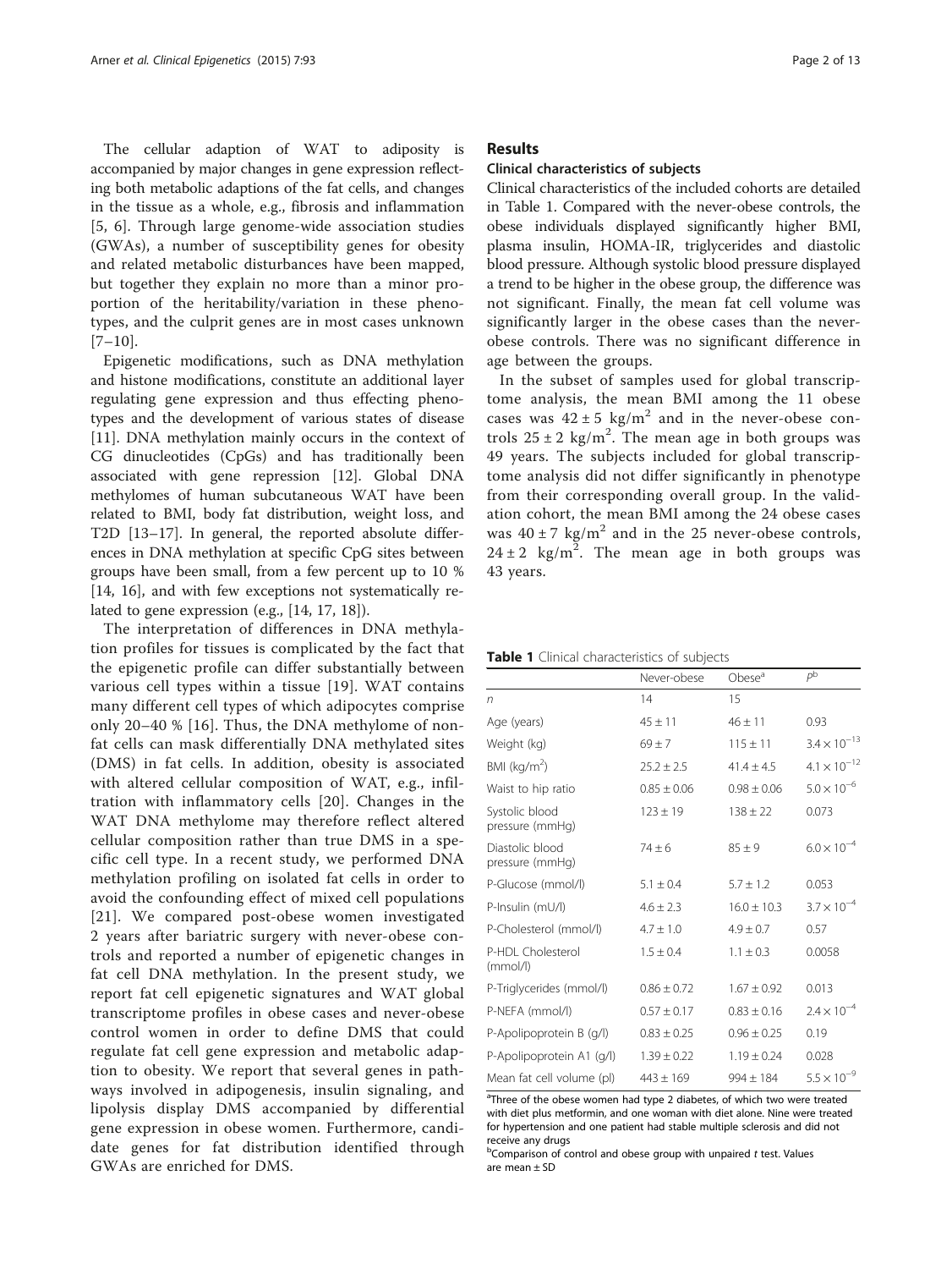The cellular adaption of WAT to adiposity is accompanied by major changes in gene expression reflecting both metabolic adaptions of the fat cells, and changes in the tissue as a whole, e.g., fibrosis and inflammation [5, 6]. Through large genome-wide association studies (GWAs), a number of susceptibility genes for obesity and related metabolic disturbances have been mapped, but together they explain no more than a minor proportion of the heritability/variation in these phenotypes, and the culprit genes are in most cases unknown [7–10].

Epigenetic modifications, such as DNA methylation and histone modifications, constitute an additional layer regulating gene expression and thus effecting phenotypes and the development of various states of disease [11]. DNA methylation mainly occurs in the context of CG dinucleotides (CpGs) and has traditionally been associated with gene repression [12]. Global DNA methylomes of human subcutaneous WAT have been related to BMI, body fat distribution, weight loss, and T2D [13–17]. In general, the reported absolute differences in DNA methylation at specific CpG sites between groups have been small, from a few percent up to 10 % [14, 16], and with few exceptions not systematically related to gene expression (e.g., [14, 17, 18]).

The interpretation of differences in DNA methylation profiles for tissues is complicated by the fact that the epigenetic profile can differ substantially between various cell types within a tissue [19]. WAT contains many different cell types of which adipocytes comprise only 20–40 % [16]. Thus, the DNA methylome of non-fat cells can mask differentially DNA methylated sites (DMS) in fat cells. In addition, obesity is associated with altered cellular composition of WAT, e.g., infiltration with inflammatory cells [20]. Changes in the WAT DNA methylome may therefore reflect altered cellular composition rather than true DMS in a specific cell type. In a recent study, we performed DNA methylation profiling on isolated fat cells in order to avoid the confounding effect of mixed cell populations [21]. We compared post-obese women investigated 2 years after bariatric surgery with never-obese controls and reported a number of epigenetic changes in fat cell DNA methylation. In the present study, we report fat cell epigenetic signatures and WAT global transcriptome profiles in obese cases and never-obese control women in order to define DMS that could regulate fat cell gene expression and metabolic adaptation to obesity. We report that several genes in pathways involved in adipogenesis, insulin signaling, and lipolysis display DMS accompanied by differential gene expression in obese women. Furthermore, candidate genes for fat distribution identified through GWAs are enriched for DMS.

## Results

### Clinical characteristics of subjects

Clinical characteristics of the included cohorts are detailed in Table 1. Compared with the never-obese controls, the obese individuals displayed significantly higher BMI, plasma insulin, HOMA-IR, triglycerides and diastolic blood pressure. Although systolic blood pressure displayed a trend to be higher in the obese group, the difference was not significant. Finally, the mean fat cell volume was significantly larger in the obese cases than the never-obese controls. There was no significant difference in age between the groups.

In the subset of samples used for global transcriptome analysis, the mean BMI among the 11 obese cases was $42 \pm 5$ kg/m$^2$ and in the never-obese controls $25 \pm 2$ kg/m$^2$. The mean age in both groups was 49 years. The subjects included for global transcriptome analysis did not differ significantly in phenotype from their corresponding overall group. In the validation cohort, the mean BMI among the 24 obese cases was $40 \pm 7$ kg/m$^2$ and in the 25 never-obese controls, $24 \pm 2$ kg/m$^2$. The mean age in both groups was 43 years.

**Table 1** Clinical characteristics of subjects

| | Never-obese | Obese[a] | $P$[b] |
|---|---|---|---|
| $n$ | 14 | 15 | |
| Age (years) | $45 \pm 11$ | $46 \pm 11$ | 0.93 |
| Weight (kg) | $69 \pm 7$ | $115 \pm 11$ | $3.4 \times 10^{-13}$ |
| BMI (kg/m$^2$) | $25.2 \pm 2.5$ | $41.4 \pm 4.5$ | $4.1 \times 10^{-12}$ |
| Waist to hip ratio | $0.85 \pm 0.06$ | $0.98 \pm 0.06$ | $5.0 \times 10^{-6}$ |
| Systolic blood pressure (mmHg) | $123 \pm 19$ | $138 \pm 22$ | 0.073 |
| Diastolic blood pressure (mmHg) | $74 \pm 6$ | $85 \pm 9$ | $6.0 \times 10^{-4}$ |
| P-Glucose (mmol/l) | $5.1 \pm 0.4$ | $5.7 \pm 1.2$ | 0.053 |
| P-Insulin (mU/l) | $4.6 \pm 2.3$ | $16.0 \pm 10.3$ | $3.7 \times 10^{-4}$ |
| P-Cholesterol (mmol/l) | $4.7 \pm 1.0$ | $4.9 \pm 0.7$ | 0.57 |
| P-HDL Cholesterol (mmol/l) | $1.5 \pm 0.4$ | $1.1 \pm 0.3$ | 0.0058 |
| P-Triglycerides (mmol/l) | $0.86 \pm 0.72$ | $1.67 \pm 0.92$ | 0.013 |
| P-NEFA (mmol/l) | $0.57 \pm 0.17$ | $0.83 \pm 0.16$ | $2.4 \times 10^{-4}$ |
| P-Apolipoprotein B (g/l) | $0.83 \pm 0.25$ | $0.96 \pm 0.25$ | 0.19 |
| P-Apolipoprotein A1 (g/l) | $1.39 \pm 0.22$ | $1.19 \pm 0.24$ | 0.028 |
| Mean fat cell volume (pl) | $443 \pm 169$ | $994 \pm 184$ | $5.5 \times 10^{-9}$ |

[a]Three of the obese women had type 2 diabetes, of which two were treated with diet plus metformin, and one woman with diet alone. Nine were treated for hypertension and one patient had stable multiple sclerosis and did not receive any drugs

[b]Comparison of control and obese group with unpaired $t$ test. Values are mean ± SD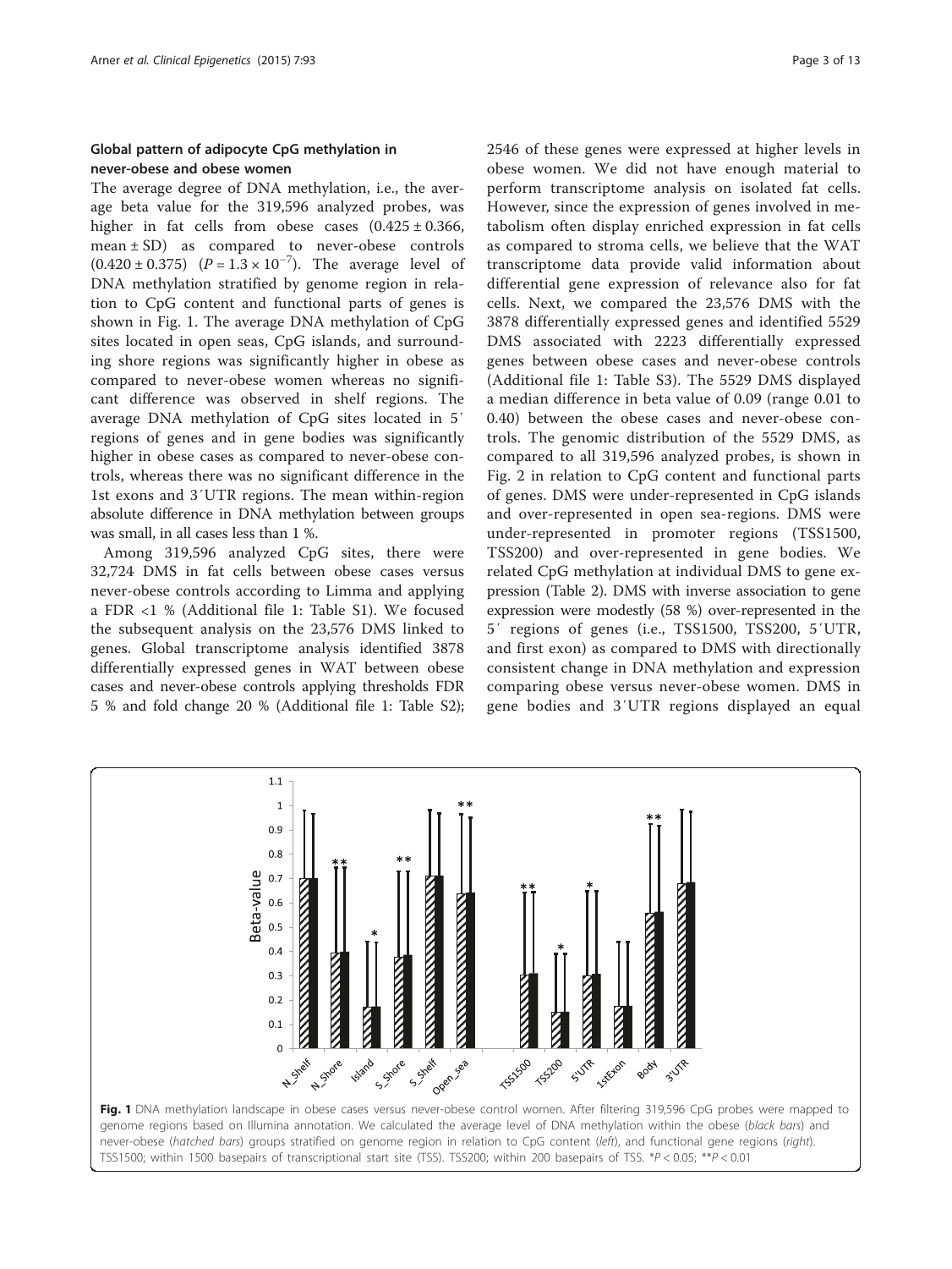## Global pattern of adipocyte CpG methylation in never-obese and obese women

The average degree of DNA methylation, i.e., the average beta value for the 319,596 analyzed probes, was higher in fat cells from obese cases ($0.425 \pm 0.366$, mean ± SD) as compared to never-obese controls ($0.420 \pm 0.375$) ($P = 1.3 \times 10^{-7}$). The average level of DNA methylation stratified by genome region in relation to CpG content and functional parts of genes is shown in Fig. 1. The average DNA methylation of CpG sites located in open seas, CpG islands, and surrounding shore regions was significantly higher in obese as compared to never-obese women whereas no significant difference was observed in shelf regions. The average DNA methylation of CpG sites located in 5′ regions of genes and in gene bodies was significantly higher in obese cases as compared to never-obese controls, whereas there was no significant difference in the 1st exons and 3′UTR regions. The mean within-region absolute difference in DNA methylation between groups was small, in all cases less than 1 %.

Among 319,596 analyzed CpG sites, there were 32,724 DMS in fat cells between obese cases versus never-obese controls according to Limma and applying a FDR <1 % (Additional file 1: Table S1). We focused the subsequent analysis on the 23,576 DMS linked to genes. Global transcriptome analysis identified 3878 differentially expressed genes in WAT between obese cases and never-obese controls applying thresholds FDR 5 % and fold change 20 % (Additional file 1: Table S2); 2546 of these genes were expressed at higher levels in obese women. We did not have enough material to perform transcriptome analysis on isolated fat cells. However, since the expression of genes involved in metabolism often display enriched expression in fat cells as compared to stroma cells, we believe that the WAT transcriptome data provide valid information about differential gene expression of relevance also for fat cells. Next, we compared the 23,576 DMS with the 3878 differentially expressed genes and identified 5529 DMS associated with 2223 differentially expressed genes between obese cases and never-obese controls (Additional file 1: Table S3). The 5529 DMS displayed a median difference in beta value of 0.09 (range 0.01 to 0.40) between the obese cases and never-obese controls. The genomic distribution of the 5529 DMS, as compared to all 319,596 analyzed probes, is shown in Fig. 2 in relation to CpG content and functional parts of genes. DMS were under-represented in CpG islands and over-represented in open sea-regions. DMS were under-represented in promoter regions (TSS1500, TSS200) and over-represented in gene bodies. We related CpG methylation at individual DMS to gene expression (Table 2). DMS with inverse association to gene expression were modestly (58 %) over-represented in the 5′ regions of genes (i.e., TSS1500, TSS200, 5′UTR, and first exon) as compared to DMS with directionally consistent change in DNA methylation and expression comparing obese versus never-obese women. DMS in gene bodies and 3′UTR regions displayed an equal

**Fig. 1** DNA methylation landscape in obese cases versus never-obese control women. After filtering 319,596 CpG probes were mapped to genome regions based on Illumina annotation. We calculated the average level of DNA methylation within the obese (*black bars*) and never-obese (*hatched bars*) groups stratified on genome region in relation to CpG content (*left*), and functional gene regions (*right*). TSS1500; within 1500 basepairs of transcriptional start site (TSS). TSS200; within 200 basepairs of TSS. $^{*}P < 0.05$; $^{**}P < 0.01$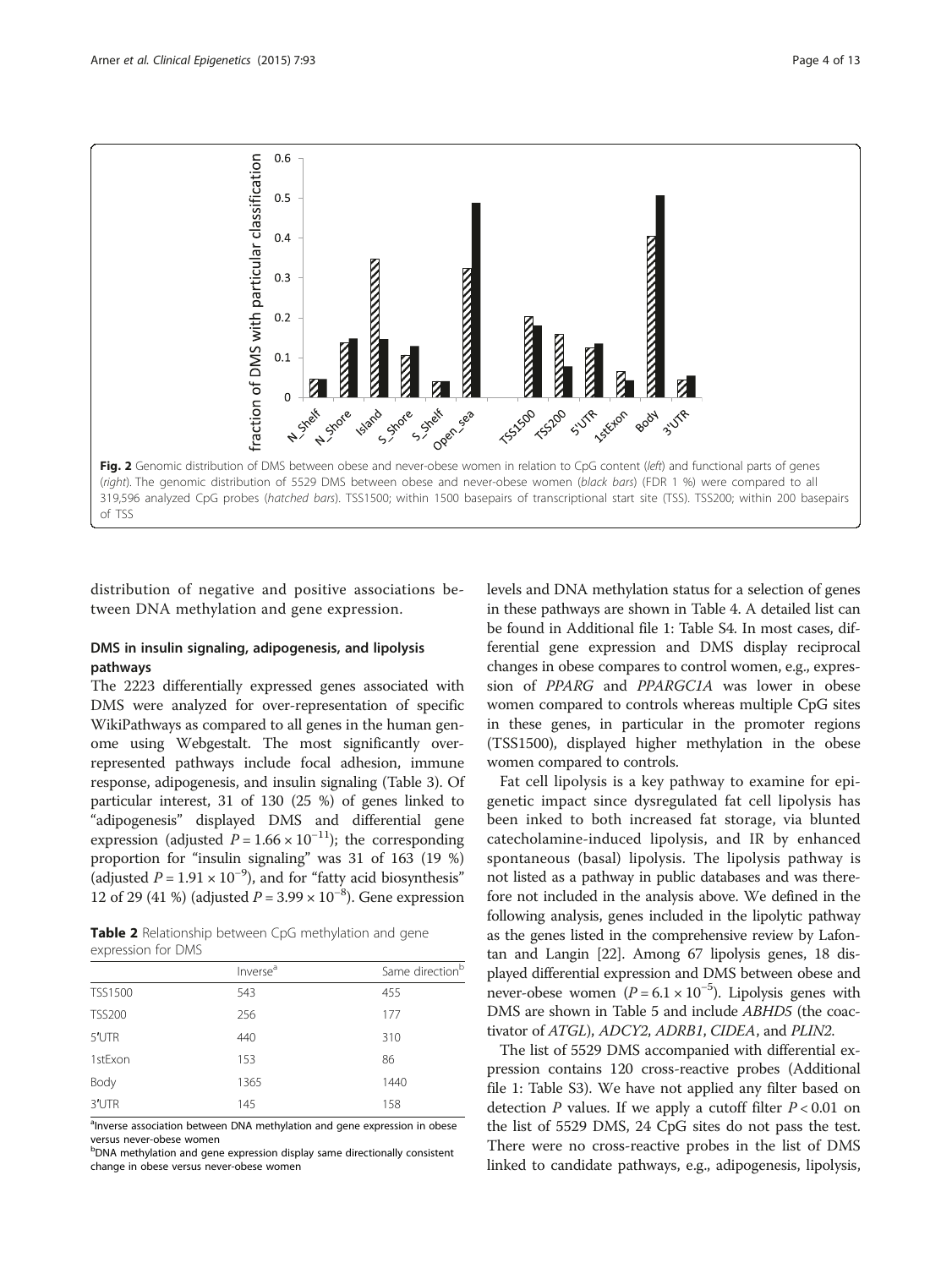Fig. 2 Genomic distribution of DMS between obese and never-obese women in relation to CpG content (*left*) and functional parts of genes (*right*). The genomic distribution of 5529 DMS between obese and never-obese women (*black bars*) (FDR 1 %) were compared to all 319,596 analyzed CpG probes (*hatched bars*). TSS1500; within 1500 basepairs of transcriptional start site (TSS). TSS200; within 200 basepairs of TSS

distribution of negative and positive associations between DNA methylation and gene expression.

## DMS in insulin signaling, adipogenesis, and lipolysis pathways

The 2223 differentially expressed genes associated with DMS were analyzed for over-representation of specific WikiPathways as compared to all genes in the human genome using Webgestalt. The most significantly over-represented pathways include focal adhesion, immune response, adipogenesis, and insulin signaling (Table 3). Of particular interest, 31 of 130 (25 %) of genes linked to "adipogenesis" displayed DMS and differential gene expression (adjusted $P = 1.66 \times 10^{-11}$); the corresponding proportion for "insulin signaling" was 31 of 163 (19 %) (adjusted $P = 1.91 \times 10^{-9}$), and for "fatty acid biosynthesis" 12 of 29 (41 %) (adjusted $P = 3.99 \times 10^{-8}$). Gene expression levels and DNA methylation status for a selection of genes in these pathways are shown in Table 4. A detailed list can be found in Additional file 1: Table S4. In most cases, differential gene expression and DMS display reciprocal changes in obese compares to control women, e.g., expression of *PPARG* and *PPARGC1A* was lower in obese women compared to controls whereas multiple CpG sites in these genes, in particular in the promoter regions (TSS1500), displayed higher methylation in the obese women compared to controls.

**Table 2** Relationship between CpG methylation and gene expression for DMS

| | Inverse[a] | Same direction[b] |
|---|---|---|
| TSS1500 | 543 | 455 |
| TSS200 | 256 | 177 |
| 5′UTR | 440 | 310 |
| 1stExon | 153 | 86 |
| Body | 1365 | 1440 |
| 3′UTR | 145 | 158 |

[a]Inverse association between DNA methylation and gene expression in obese versus never-obese women

[b]DNA methylation and gene expression display same directionally consistent change in obese versus never-obese women

Fat cell lipolysis is a key pathway to examine for epigenetic impact since dysregulated fat cell lipolysis has been inked to both increased fat storage, via blunted catecholamine-induced lipolysis, and IR by enhanced spontaneous (basal) lipolysis. The lipolysis pathway is not listed as a pathway in public databases and was therefore not included in the analysis above. We defined in the following analysis, genes included in the lipolytic pathway as the genes listed in the comprehensive review by Lafontan and Langin [22]. Among 67 lipolysis genes, 18 displayed differential expression and DMS between obese and never-obese women ($P = 6.1 \times 10^{-5}$). Lipolysis genes with DMS are shown in Table 5 and include *ABHD5* (the coactivator of *ATGL*), *ADCY2*, *ADRB1*, *CIDEA*, and *PLIN2*.

The list of 5529 DMS accompanied with differential expression contains 120 cross-reactive probes (Additional file 1: Table S3). We have not applied any filter based on detection *P* values. If we apply a cutoff filter $P < 0.01$ on the list of 5529 DMS, 24 CpG sites do not pass the test. There were no cross-reactive probes in the list of DMS linked to candidate pathways, e.g., adipogenesis, lipolysis,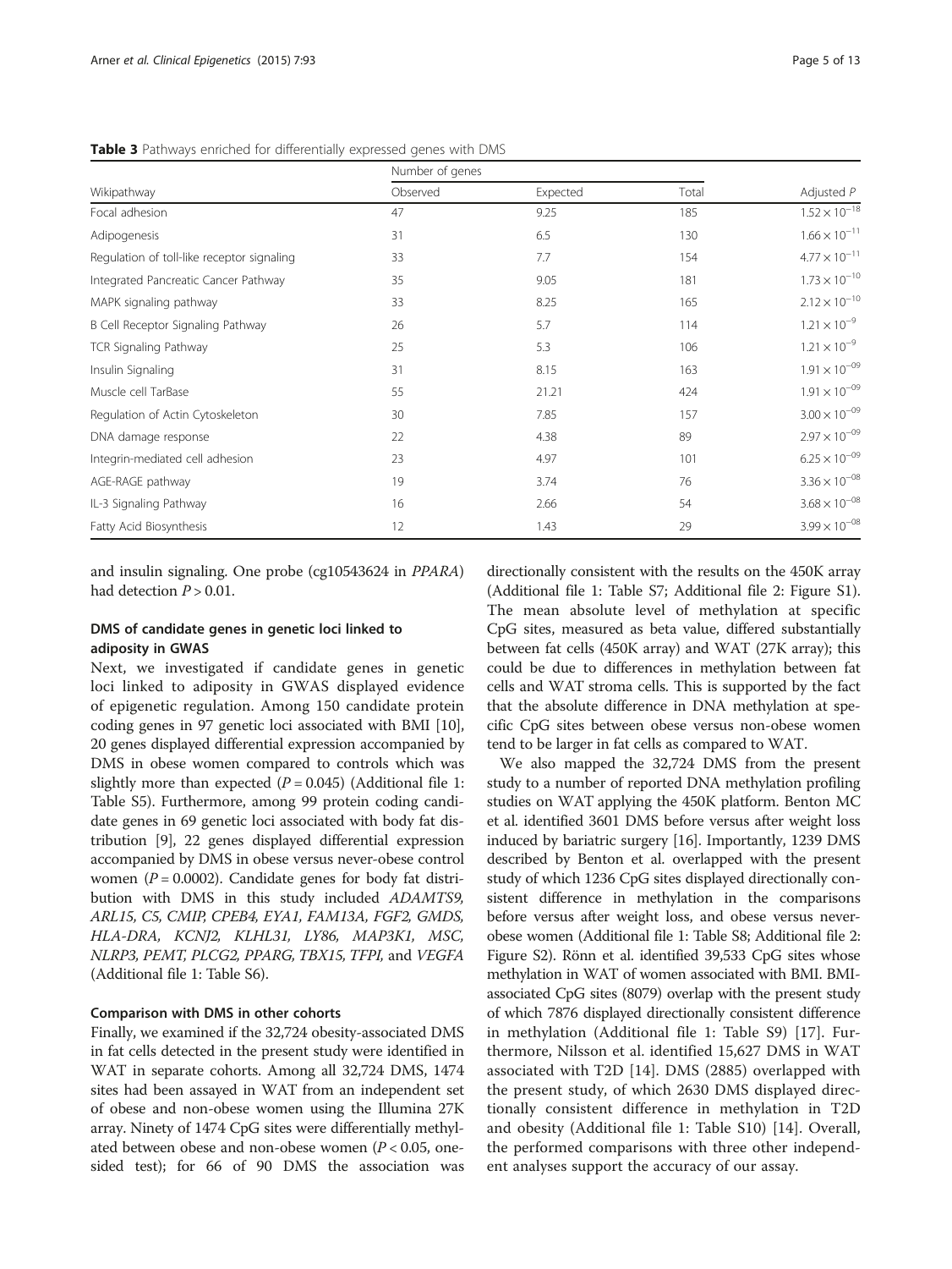**Table 3** Pathways enriched for differentially expressed genes with DMS

| Wikipathway | Number of genes | | | Adjusted *P* |
|---|---|---|---|---|
| | Observed | Expected | Total | |
| Focal adhesion | 47 | 9.25 | 185 | $1.52 \times 10^{-18}$ |
| Adipogenesis | 31 | 6.5 | 130 | $1.66 \times 10^{-11}$ |
| Regulation of toll-like receptor signaling | 33 | 7.7 | 154 | $4.77 \times 10^{-11}$ |
| Integrated Pancreatic Cancer Pathway | 35 | 9.05 | 181 | $1.73 \times 10^{-10}$ |
| MAPK signaling pathway | 33 | 8.25 | 165 | $2.12 \times 10^{-10}$ |
| B Cell Receptor Signaling Pathway | 26 | 5.7 | 114 | $1.21 \times 10^{-9}$ |
| TCR Signaling Pathway | 25 | 5.3 | 106 | $1.21 \times 10^{-9}$ |
| Insulin Signaling | 31 | 8.15 | 163 | $1.91 \times 10^{-09}$ |
| Muscle cell TarBase | 55 | 21.21 | 424 | $1.91 \times 10^{-09}$ |
| Regulation of Actin Cytoskeleton | 30 | 7.85 | 157 | $3.00 \times 10^{-09}$ |
| DNA damage response | 22 | 4.38 | 89 | $2.97 \times 10^{-09}$ |
| Integrin-mediated cell adhesion | 23 | 4.97 | 101 | $6.25 \times 10^{-09}$ |
| AGE-RAGE pathway | 19 | 3.74 | 76 | $3.36 \times 10^{-08}$ |
| IL-3 Signaling Pathway | 16 | 2.66 | 54 | $3.68 \times 10^{-08}$ |
| Fatty Acid Biosynthesis | 12 | 1.43 | 29 | $3.99 \times 10^{-08}$ |

and insulin signaling. One probe (cg10543624 in *PPARA*) had detection $P > 0.01$.

### DMS of candidate genes in genetic loci linked to adiposity in GWAS

Next, we investigated if candidate genes in genetic loci linked to adiposity in GWAS displayed evidence of epigenetic regulation. Among 150 candidate protein coding genes in 97 genetic loci associated with BMI [10], 20 genes displayed differential expression accompanied by DMS in obese women compared to controls which was slightly more than expected ($P = 0.045$) (Additional file 1: Table S5). Furthermore, among 99 protein coding candidate genes in 69 genetic loci associated with body fat distribution [9], 22 genes displayed differential expression accompanied by DMS in obese versus never-obese control women ($P = 0.0002$). Candidate genes for body fat distribution with DMS in this study included *ADAMTS9, ARL15, C5, CMIP, CPEB4, EYA1, FAM13A, FGF2, GMDS, HLA-DRA, KCNJ2, KLHL31, LY86, MAP3K1, MSC, NLRP3, PEMT, PLCG2, PPARG, TBX15, TFPI,* and *VEGFA* (Additional file 1: Table S6).

### Comparison with DMS in other cohorts

Finally, we examined if the 32,724 obesity-associated DMS in fat cells detected in the present study were identified in WAT in separate cohorts. Among all 32,724 DMS, 1474 sites had been assayed in WAT from an independent set of obese and non-obese women using the Illumina 27K array. Ninety of 1474 CpG sites were differentially methylated between obese and non-obese women ($P < 0.05$, one-sided test); for 66 of 90 DMS the association was directionally consistent with the results on the 450K array (Additional file 1: Table S7; Additional file 2: Figure S1). The mean absolute level of methylation at specific CpG sites, measured as beta value, differed substantially between fat cells (450K array) and WAT (27K array); this could be due to differences in methylation between fat cells and WAT stroma cells. This is supported by the fact that the absolute difference in DNA methylation at specific CpG sites between obese versus non-obese women tend to be larger in fat cells as compared to WAT.

We also mapped the 32,724 DMS from the present study to a number of reported DNA methylation profiling studies on WAT applying the 450K platform. Benton MC et al. identified 3601 DMS before versus after weight loss induced by bariatric surgery [16]. Importantly, 1239 DMS described by Benton et al. overlapped with the present study of which 1236 CpG sites displayed directionally consistent difference in methylation in the comparisons before versus after weight loss, and obese versus never-obese women (Additional file 1: Table S8; Additional file 2: Figure S2). Rönn et al. identified 39,533 CpG sites whose methylation in WAT of women associated with BMI. BMI-associated CpG sites (8079) overlap with the present study of which 7876 displayed directionally consistent difference in methylation (Additional file 1: Table S9) [17]. Furthermore, Nilsson et al. identified 15,627 DMS in WAT associated with T2D [14]. DMS (2885) overlapped with the present study, of which 2630 DMS displayed directionally consistent difference in methylation in T2D and obesity (Additional file 1: Table S10) [14]. Overall, the performed comparisons with three other independent analyses support the accuracy of our assay.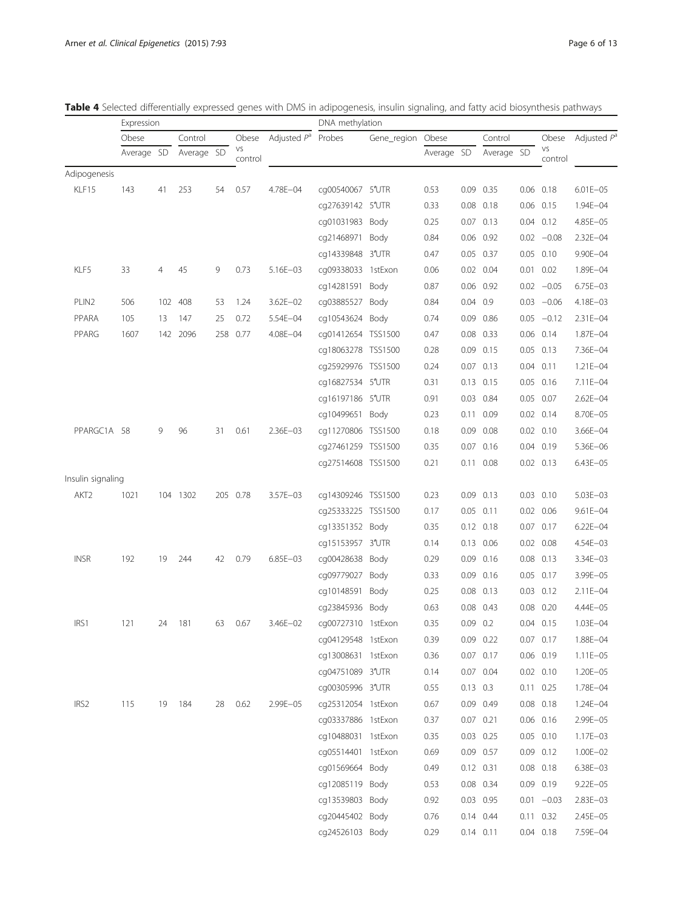**Table 4** Selected differentially expressed genes with DMS in adipogenesis, insulin signaling, and fatty acid biosynthesis pathways

| | Expression | | | | | | DNA methylation | | | | | | | |
|---|---|---|---|---|---|---|---|---|---|---|---|---|---|---|
| | Obese | | Control | | Obese vs control | Adjusted $P^a$ | Probes | Gene_region | Obese | | Control | | Obese vs control | Adjusted $P^a$ |
| | Average | SD | Average | SD | | | | | Average | SD | Average | SD | | |
| Adipogenesis | | | | | | | | | | | | | | |
| KLF15 | 143 | 41 | 253 | 54 | 0.57 | 4.78E−04 | cg00540067 | 5′UTR | 0.53 | 0.09 | 0.35 | 0.06 | 0.18 | 6.01E−05 |
| | | | | | | | cg27639142 | 5′UTR | 0.33 | 0.08 | 0.18 | 0.06 | 0.15 | 1.94E−04 |
| | | | | | | | cg01031983 | Body | 0.25 | 0.07 | 0.13 | 0.04 | 0.12 | 4.85E−05 |
| | | | | | | | cg21468971 | Body | 0.84 | 0.06 | 0.92 | 0.02 | −0.08 | 2.32E−04 |
| | | | | | | | cg14339848 | 3′UTR | 0.47 | 0.05 | 0.37 | 0.05 | 0.10 | 9.90E−04 |
| KLF5 | 33 | 4 | 45 | 9 | 0.73 | 5.16E−03 | cg09338033 | 1stExon | 0.06 | 0.02 | 0.04 | 0.01 | 0.02 | 1.89E−04 |
| | | | | | | | cg14281591 | Body | 0.87 | 0.06 | 0.92 | 0.02 | −0.05 | 6.75E−03 |
| PLIN2 | 506 | 102 | 408 | 53 | 1.24 | 3.62E−02 | cg03885527 | Body | 0.84 | 0.04 | 0.9 | 0.03 | −0.06 | 4.18E−03 |
| PPARA | 105 | 13 | 147 | 25 | 0.72 | 5.54E−04 | cg10543624 | Body | 0.74 | 0.09 | 0.86 | 0.05 | −0.12 | 2.31E−04 |
| PPARG | 1607 | 142 | 2096 | 258 | 0.77 | 4.08E−04 | cg01412654 | TSS1500 | 0.47 | 0.08 | 0.33 | 0.06 | 0.14 | 1.87E−04 |
| | | | | | | | cg18063278 | TSS1500 | 0.28 | 0.09 | 0.15 | 0.05 | 0.13 | 7.36E−04 |
| | | | | | | | cg25929976 | TSS1500 | 0.24 | 0.07 | 0.13 | 0.04 | 0.11 | 1.21E−04 |
| | | | | | | | cg16827534 | 5′UTR | 0.31 | 0.13 | 0.15 | 0.05 | 0.16 | 7.11E−04 |
| | | | | | | | cg16197186 | 5′UTR | 0.91 | 0.03 | 0.84 | 0.05 | 0.07 | 2.62E−04 |
| | | | | | | | cg10499651 | Body | 0.23 | 0.11 | 0.09 | 0.02 | 0.14 | 8.70E−05 |
| PPARGC1A | 58 | 9 | 96 | 31 | 0.61 | 2.36E−03 | cg11270806 | TSS1500 | 0.18 | 0.09 | 0.08 | 0.02 | 0.10 | 3.66E−04 |
| | | | | | | | cg27461259 | TSS1500 | 0.35 | 0.07 | 0.16 | 0.04 | 0.19 | 5.36E−06 |
| | | | | | | | cg27514608 | TSS1500 | 0.21 | 0.11 | 0.08 | 0.02 | 0.13 | 6.43E−05 |
| Insulin signaling | | | | | | | | | | | | | | |
| AKT2 | 1021 | 104 | 1302 | 205 | 0.78 | 3.57E−03 | cg14309246 | TSS1500 | 0.23 | 0.09 | 0.13 | 0.03 | 0.10 | 5.03E−03 |
| | | | | | | | cg25333225 | TSS1500 | 0.17 | 0.05 | 0.11 | 0.02 | 0.06 | 9.61E−04 |
| | | | | | | | cg13351352 | Body | 0.35 | 0.12 | 0.18 | 0.07 | 0.17 | 6.22E−04 |
| | | | | | | | cg15153957 | 3′UTR | 0.14 | 0.13 | 0.06 | 0.02 | 0.08 | 4.54E−03 |
| INSR | 192 | 19 | 244 | 42 | 0.79 | 6.85E−03 | cg00428638 | Body | 0.29 | 0.09 | 0.16 | 0.08 | 0.13 | 3.34E−03 |
| | | | | | | | cg09779027 | Body | 0.33 | 0.09 | 0.16 | 0.05 | 0.17 | 3.99E−05 |
| | | | | | | | cg10148591 | Body | 0.25 | 0.08 | 0.13 | 0.03 | 0.12 | 2.11E−04 |
| | | | | | | | cg23845936 | Body | 0.63 | 0.08 | 0.43 | 0.08 | 0.20 | 4.44E−05 |
| IRS1 | 121 | 24 | 181 | 63 | 0.67 | 3.46E−02 | cg00727310 | 1stExon | 0.35 | 0.09 | 0.2 | 0.04 | 0.15 | 1.03E−04 |
| | | | | | | | cg04129548 | 1stExon | 0.39 | 0.09 | 0.22 | 0.07 | 0.17 | 1.88E−04 |
| | | | | | | | cg13008631 | 1stExon | 0.36 | 0.07 | 0.17 | 0.06 | 0.19 | 1.11E−05 |
| | | | | | | | cg04751089 | 3′UTR | 0.14 | 0.07 | 0.04 | 0.02 | 0.10 | 1.20E−05 |
| | | | | | | | cg00305996 | 3′UTR | 0.55 | 0.13 | 0.3 | 0.11 | 0.25 | 1.78E−04 |
| IRS2 | 115 | 19 | 184 | 28 | 0.62 | 2.99E−05 | cg25312054 | 1stExon | 0.67 | 0.09 | 0.49 | 0.08 | 0.18 | 1.24E−04 |
| | | | | | | | cg03337886 | 1stExon | 0.37 | 0.07 | 0.21 | 0.06 | 0.16 | 2.99E−05 |
| | | | | | | | cg10488031 | 1stExon | 0.35 | 0.03 | 0.25 | 0.05 | 0.10 | 1.17E−03 |
| | | | | | | | cg05514401 | 1stExon | 0.69 | 0.09 | 0.57 | 0.09 | 0.12 | 1.00E−02 |
| | | | | | | | cg01569664 | Body | 0.49 | 0.12 | 0.31 | 0.08 | 0.18 | 6.38E−03 |
| | | | | | | | cg12085119 | Body | 0.53 | 0.08 | 0.34 | 0.09 | 0.19 | 9.22E−05 |
| | | | | | | | cg13539803 | Body | 0.92 | 0.03 | 0.95 | 0.01 | −0.03 | 2.83E−03 |
| | | | | | | | cg20445402 | Body | 0.76 | 0.14 | 0.44 | 0.11 | 0.32 | 2.45E−05 |
| | | | | | | | cg24526103 | Body | 0.29 | 0.14 | 0.11 | 0.04 | 0.18 | 7.59E−04 |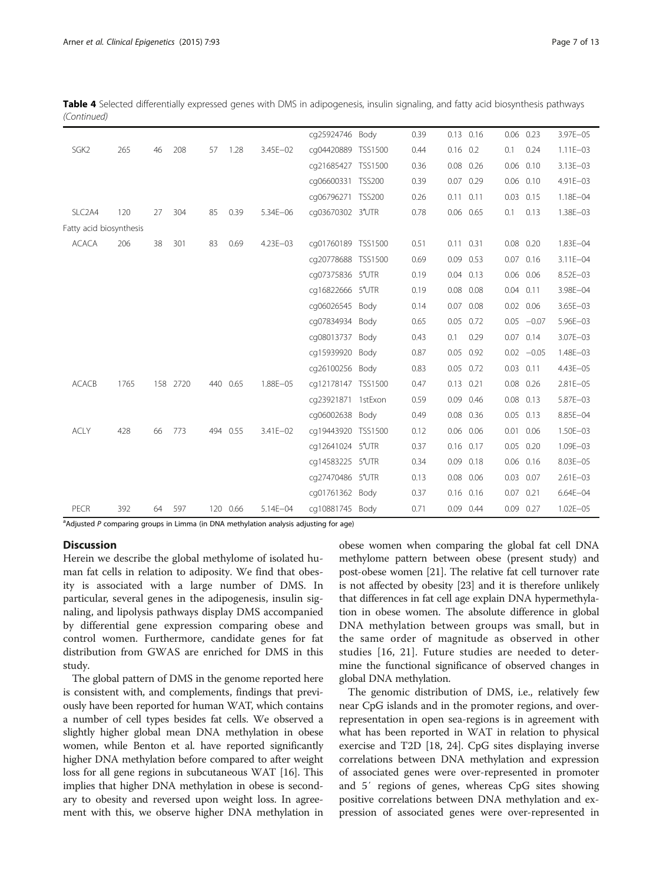**Table 4** Selected differentially expressed genes with DMS in adipogenesis, insulin signaling, and fatty acid biosynthesis pathways *(Continued)*

| | | | | | | | cg25924746 | Body | 0.39 | 0.13 | 0.16 | 0.06 | 0.23 | 3.97E−05 |
|---|---|---|---|---|---|---|---|---|---|---|---|---|---|---|
| SGK2 | 265 | 46 | 208 | 57 | 1.28 | 3.45E−02 | cg04420889 | TSS1500 | 0.44 | 0.16 | 0.2 | 0.1 | 0.24 | 1.11E−03 |
| | | | | | | | cg21685427 | TSS1500 | 0.36 | 0.08 | 0.26 | 0.06 | 0.10 | 3.13E−03 |
| | | | | | | | cg06600331 | TSS200 | 0.39 | 0.07 | 0.29 | 0.06 | 0.10 | 4.91E−03 |
| | | | | | | | cg06796271 | TSS200 | 0.26 | 0.11 | 0.11 | 0.03 | 0.15 | 1.18E−04 |
| SLC2A4 | 120 | 27 | 304 | 85 | 0.39 | 5.34E−06 | cg03670302 | 3'UTR | 0.78 | 0.06 | 0.65 | 0.1 | 0.13 | 1.38E−03 |
| Fatty acid biosynthesis | | | | | | | | | | | | | | |
| ACACA | 206 | 38 | 301 | 83 | 0.69 | 4.23E−03 | cg01760189 | TSS1500 | 0.51 | 0.11 | 0.31 | 0.08 | 0.20 | 1.83E−04 |
| | | | | | | | cg20778688 | TSS1500 | 0.69 | 0.09 | 0.53 | 0.07 | 0.16 | 3.11E−04 |
| | | | | | | | cg07375836 | 5'UTR | 0.19 | 0.04 | 0.13 | 0.06 | 0.06 | 8.52E−03 |
| | | | | | | | cg16822666 | 5'UTR | 0.19 | 0.08 | 0.08 | 0.04 | 0.11 | 3.98E−04 |
| | | | | | | | cg06026545 | Body | 0.14 | 0.07 | 0.08 | 0.02 | 0.06 | 3.65E−03 |
| | | | | | | | cg07834934 | Body | 0.65 | 0.05 | 0.72 | 0.05 | −0.07 | 5.96E−03 |
| | | | | | | | cg08013737 | Body | 0.43 | 0.1 | 0.29 | 0.07 | 0.14 | 3.07E−03 |
| | | | | | | | cg15939920 | Body | 0.87 | 0.05 | 0.92 | 0.02 | −0.05 | 1.48E−03 |
| | | | | | | | cg26100256 | Body | 0.83 | 0.05 | 0.72 | 0.03 | 0.11 | 4.43E−05 |
| ACACB | 1765 | 158 | 2720 | 440 | 0.65 | 1.88E−05 | cg12178147 | TSS1500 | 0.47 | 0.13 | 0.21 | 0.08 | 0.26 | 2.81E−05 |
| | | | | | | | cg23921871 | 1stExon | 0.59 | 0.09 | 0.46 | 0.08 | 0.13 | 5.87E−03 |
| | | | | | | | cg06002638 | Body | 0.49 | 0.08 | 0.36 | 0.05 | 0.13 | 8.85E−04 |
| ACLY | 428 | 66 | 773 | 494 | 0.55 | 3.41E−02 | cg19443920 | TSS1500 | 0.12 | 0.06 | 0.06 | 0.01 | 0.06 | 1.50E−03 |
| | | | | | | | cg12641024 | 5'UTR | 0.37 | 0.16 | 0.17 | 0.05 | 0.20 | 1.09E−03 |
| | | | | | | | cg14583225 | 5'UTR | 0.34 | 0.09 | 0.18 | 0.06 | 0.16 | 8.03E−05 |
| | | | | | | | cg27470486 | 5'UTR | 0.13 | 0.08 | 0.06 | 0.03 | 0.07 | 2.61E−03 |
| | | | | | | | cg01761362 | Body | 0.37 | 0.16 | 0.16 | 0.07 | 0.21 | 6.64E−04 |
| PECR | 392 | 64 | 597 | 120 | 0.66 | 5.14E−04 | cg10881745 | Body | 0.71 | 0.09 | 0.44 | 0.09 | 0.27 | 1.02E−05 |

[a]Adjusted *P* comparing groups in Limma (in DNA methylation analysis adjusting for age)

## Discussion

Herein we describe the global methylome of isolated human fat cells in relation to adiposity. We find that obesity is associated with a large number of DMS. In particular, several genes in the adipogenesis, insulin signaling, and lipolysis pathways display DMS accompanied by differential gene expression comparing obese and control women. Furthermore, candidate genes for fat distribution from GWAS are enriched for DMS in this study.

The global pattern of DMS in the genome reported here is consistent with, and complements, findings that previously have been reported for human WAT, which contains a number of cell types besides fat cells. We observed a slightly higher global mean DNA methylation in obese women, while Benton et al. have reported significantly higher DNA methylation before compared to after weight loss for all gene regions in subcutaneous WAT [16]. This implies that higher DNA methylation in obese is secondary to obesity and reversed upon weight loss. In agreement with this, we observe higher DNA methylation in obese women when comparing the global fat cell DNA methylome pattern between obese (present study) and post-obese women [21]. The relative fat cell turnover rate is not affected by obesity [23] and it is therefore unlikely that differences in fat cell age explain DNA hypermethylation in obese women. The absolute difference in global DNA methylation between groups was small, but in the same order of magnitude as observed in other studies [16, 21]. Future studies are needed to determine the functional significance of observed changes in global DNA methylation.

The genomic distribution of DMS, i.e., relatively few near CpG islands and in the promoter regions, and over-representation in open sea-regions is in agreement with what has been reported in WAT in relation to physical exercise and T2D [18, 24]. CpG sites displaying inverse correlations between DNA methylation and expression of associated genes were over-represented in promoter and 5′ regions of genes, whereas CpG sites showing positive correlations between DNA methylation and expression of associated genes were over-represented in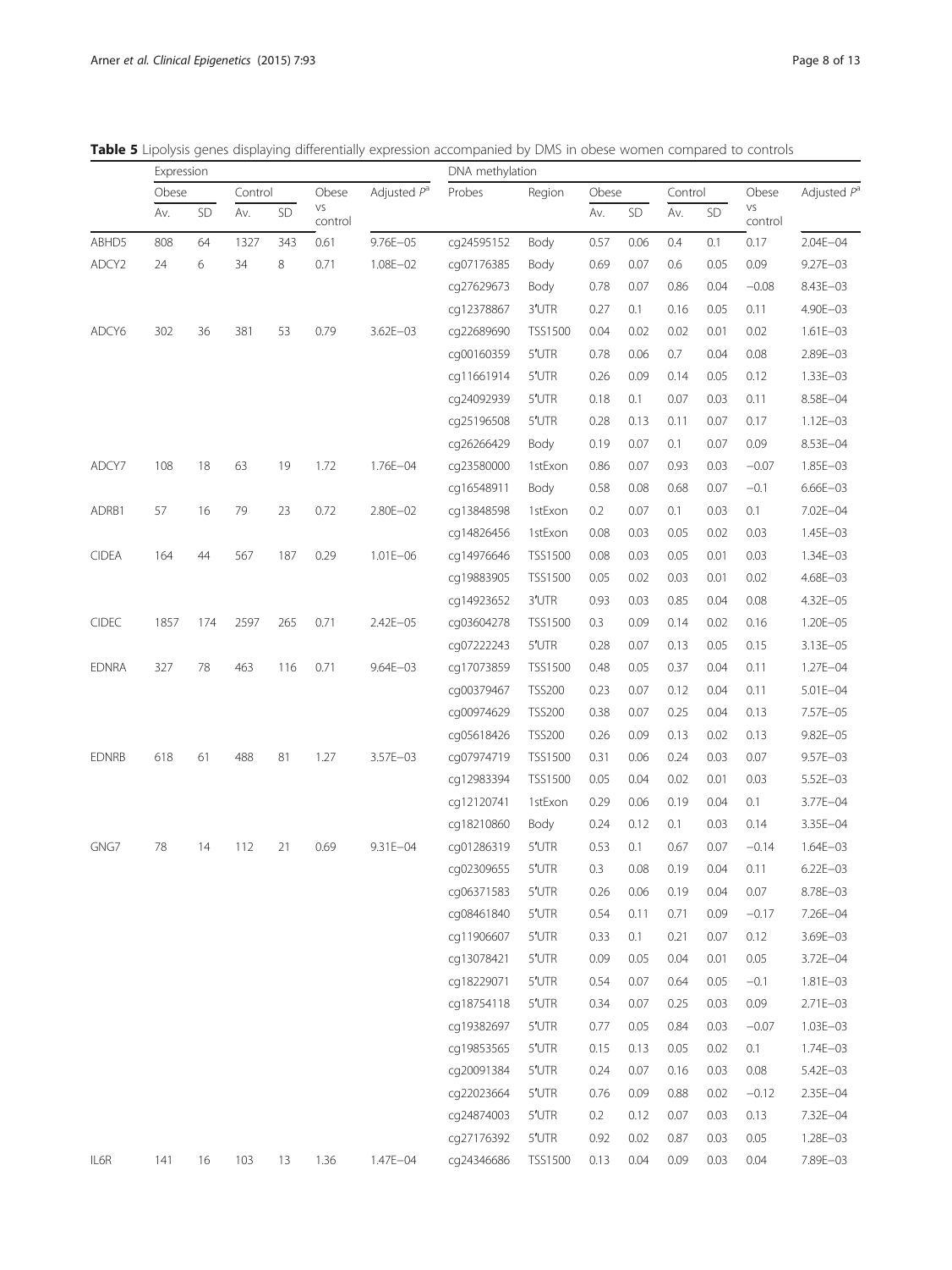**Table 5** Lipolysis genes displaying differentially expression accompanied by DMS in obese women compared to controls

| | Expression | | | | | | DNA methylation | | | | | | | |
|---|---|---|---|---|---|---|---|---|---|---|---|---|---|---|
| | Obese | | Control | | Obese vs control | Adjusted $P^a$ | Probes | Region | Obese | | Control | | Obese vs control | Adjusted $P^a$ |
| | Av. | SD | Av. | SD | | | | | Av. | SD | Av. | SD | | |
| ABHD5 | 808 | 64 | 1327 | 343 | 0.61 | 9.76E−05 | cg24595152 | Body | 0.57 | 0.06 | 0.4 | 0.1 | 0.17 | 2.04E−04 |
| ADCY2 | 24 | 6 | 34 | 8 | 0.71 | 1.08E−02 | cg07176385 | Body | 0.69 | 0.07 | 0.6 | 0.05 | 0.09 | 9.27E−03 |
| | | | | | | | cg27629673 | Body | 0.78 | 0.07 | 0.86 | 0.04 | −0.08 | 8.43E−03 |
| | | | | | | | cg12378867 | 3′UTR | 0.27 | 0.1 | 0.16 | 0.05 | 0.11 | 4.90E−03 |
| ADCY6 | 302 | 36 | 381 | 53 | 0.79 | 3.62E−03 | cg22689690 | TSS1500 | 0.04 | 0.02 | 0.02 | 0.01 | 0.02 | 1.61E−03 |
| | | | | | | | cg00160359 | 5′UTR | 0.78 | 0.06 | 0.7 | 0.04 | 0.08 | 2.89E−03 |
| | | | | | | | cg11661914 | 5′UTR | 0.26 | 0.09 | 0.14 | 0.05 | 0.12 | 1.33E−03 |
| | | | | | | | cg24092939 | 5′UTR | 0.18 | 0.1 | 0.07 | 0.03 | 0.11 | 8.58E−04 |
| | | | | | | | cg25196508 | 5′UTR | 0.28 | 0.13 | 0.11 | 0.07 | 0.17 | 1.12E−03 |
| | | | | | | | cg26266429 | Body | 0.19 | 0.07 | 0.1 | 0.07 | 0.09 | 8.53E−04 |
| ADCY7 | 108 | 18 | 63 | 19 | 1.72 | 1.76E−04 | cg23580000 | 1stExon | 0.86 | 0.07 | 0.93 | 0.03 | −0.07 | 1.85E−03 |
| | | | | | | | cg16548911 | Body | 0.58 | 0.08 | 0.68 | 0.07 | −0.1 | 6.66E−03 |
| ADRB1 | 57 | 16 | 79 | 23 | 0.72 | 2.80E−02 | cg13848598 | 1stExon | 0.2 | 0.07 | 0.1 | 0.03 | 0.1 | 7.02E−04 |
| | | | | | | | cg14826456 | 1stExon | 0.08 | 0.03 | 0.05 | 0.02 | 0.03 | 1.45E−03 |
| CIDEA | 164 | 44 | 567 | 187 | 0.29 | 1.01E−06 | cg14976646 | TSS1500 | 0.08 | 0.03 | 0.05 | 0.01 | 0.03 | 1.34E−03 |
| | | | | | | | cg19883905 | TSS1500 | 0.05 | 0.02 | 0.03 | 0.01 | 0.02 | 4.68E−03 |
| | | | | | | | cg14923652 | 3′UTR | 0.93 | 0.03 | 0.85 | 0.04 | 0.08 | 4.32E−05 |
| CIDEC | 1857 | 174 | 2597 | 265 | 0.71 | 2.42E−05 | cg03604278 | TSS1500 | 0.3 | 0.09 | 0.14 | 0.02 | 0.16 | 1.20E−05 |
| | | | | | | | cg07222243 | 5′UTR | 0.28 | 0.07 | 0.13 | 0.05 | 0.15 | 3.13E−05 |
| EDNRA | 327 | 78 | 463 | 116 | 0.71 | 9.64E−03 | cg17073859 | TSS1500 | 0.48 | 0.05 | 0.37 | 0.04 | 0.11 | 1.27E−04 |
| | | | | | | | cg00379467 | TSS200 | 0.23 | 0.07 | 0.12 | 0.04 | 0.11 | 5.01E−04 |
| | | | | | | | cg00974629 | TSS200 | 0.38 | 0.07 | 0.25 | 0.04 | 0.13 | 7.57E−05 |
| | | | | | | | cg05618426 | TSS200 | 0.26 | 0.09 | 0.13 | 0.02 | 0.13 | 9.82E−05 |
| EDNRB | 618 | 61 | 488 | 81 | 1.27 | 3.57E−03 | cg07974719 | TSS1500 | 0.31 | 0.06 | 0.24 | 0.03 | 0.07 | 9.57E−03 |
| | | | | | | | cg12983394 | TSS1500 | 0.05 | 0.04 | 0.02 | 0.01 | 0.03 | 5.52E−03 |
| | | | | | | | cg12120741 | 1stExon | 0.29 | 0.06 | 0.19 | 0.04 | 0.1 | 3.77E−04 |
| | | | | | | | cg18210860 | Body | 0.24 | 0.12 | 0.1 | 0.03 | 0.14 | 3.35E−04 |
| GNG7 | 78 | 14 | 112 | 21 | 0.69 | 9.31E−04 | cg01286319 | 5′UTR | 0.53 | 0.1 | 0.67 | 0.07 | −0.14 | 1.64E−03 |
| | | | | | | | cg02309655 | 5′UTR | 0.3 | 0.08 | 0.19 | 0.04 | 0.11 | 6.22E−03 |
| | | | | | | | cg06371583 | 5′UTR | 0.26 | 0.06 | 0.19 | 0.04 | 0.07 | 8.78E−03 |
| | | | | | | | cg08461840 | 5′UTR | 0.54 | 0.11 | 0.71 | 0.09 | −0.17 | 7.26E−04 |
| | | | | | | | cg11906607 | 5′UTR | 0.33 | 0.1 | 0.21 | 0.07 | 0.12 | 3.69E−03 |
| | | | | | | | cg13078421 | 5′UTR | 0.09 | 0.05 | 0.04 | 0.01 | 0.05 | 3.72E−04 |
| | | | | | | | cg18229071 | 5′UTR | 0.54 | 0.07 | 0.64 | 0.05 | −0.1 | 1.81E−03 |
| | | | | | | | cg18754118 | 5′UTR | 0.34 | 0.07 | 0.25 | 0.03 | 0.09 | 2.71E−03 |
| | | | | | | | cg19382697 | 5′UTR | 0.77 | 0.05 | 0.84 | 0.03 | −0.07 | 1.03E−03 |
| | | | | | | | cg19853565 | 5′UTR | 0.15 | 0.13 | 0.05 | 0.02 | 0.1 | 1.74E−03 |
| | | | | | | | cg20091384 | 5′UTR | 0.24 | 0.07 | 0.16 | 0.03 | 0.08 | 5.42E−03 |
| | | | | | | | cg22023664 | 5′UTR | 0.76 | 0.09 | 0.88 | 0.02 | −0.12 | 2.35E−04 |
| | | | | | | | cg24874003 | 5′UTR | 0.2 | 0.12 | 0.07 | 0.03 | 0.13 | 7.32E−04 |
| | | | | | | | cg27176392 | 5′UTR | 0.92 | 0.02 | 0.87 | 0.03 | 0.05 | 1.28E−03 |
| IL6R | 141 | 16 | 103 | 13 | 1.36 | 1.47E−04 | cg24346686 | TSS1500 | 0.13 | 0.04 | 0.09 | 0.03 | 0.04 | 7.89E−03 |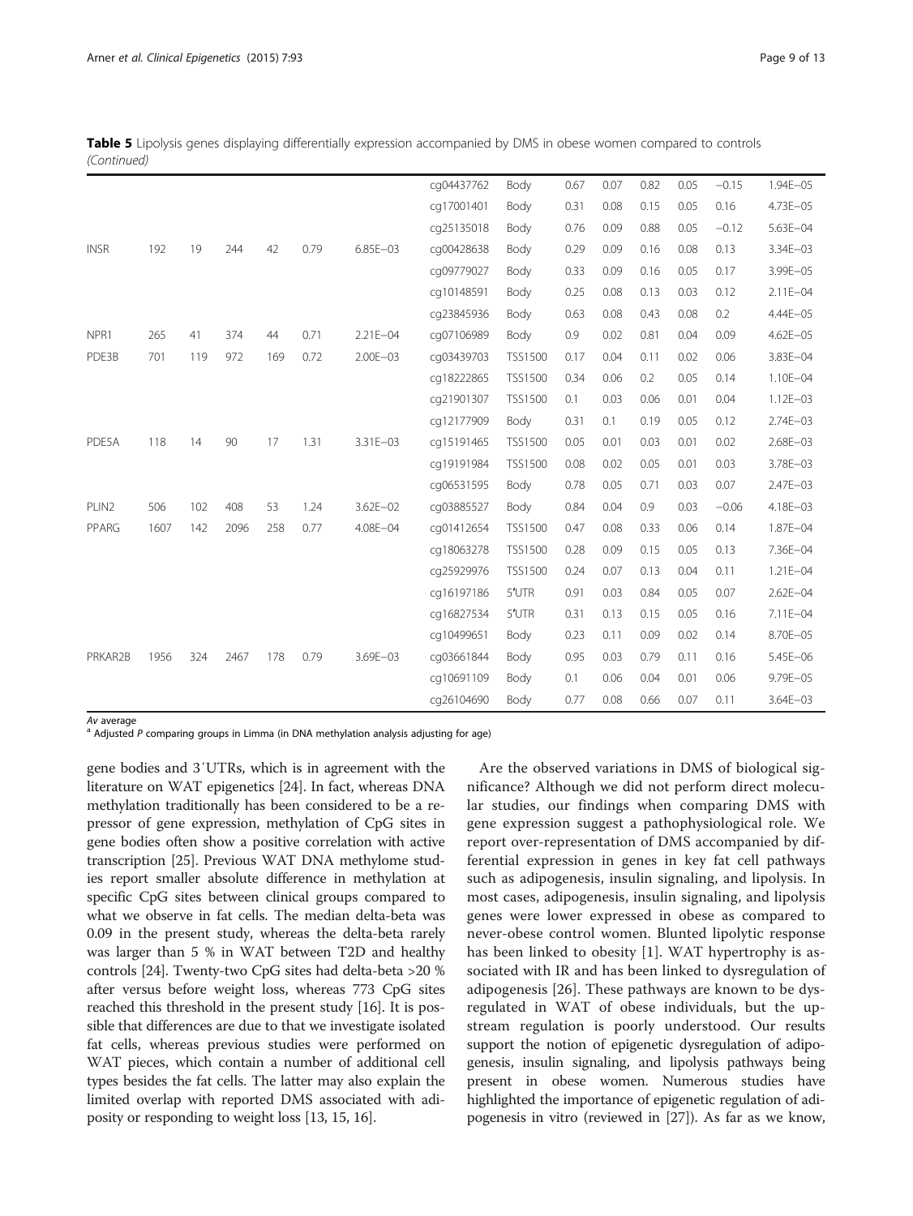**Table 5** Lipolysis genes displaying differentially expression accompanied by DMS in obese women compared to controls *(Continued)*

| | | | | | | | | | | | | | |
|---|---|---|---|---|---|---|---|---|---|---|---|---|---|
| | | | | | | cg04437762 | Body | 0.67 | 0.07 | 0.82 | 0.05 | −0.15 | 1.94E−05 |
| | | | | | | cg17001401 | Body | 0.31 | 0.08 | 0.15 | 0.05 | 0.16 | 4.73E−05 |
| | | | | | | cg25135018 | Body | 0.76 | 0.09 | 0.88 | 0.05 | −0.12 | 5.63E−04 |
| INSR | 192 | 19 | 244 | 42 | 0.79 | 6.85E−03 | cg00428638 | Body | 0.29 | 0.09 | 0.16 | 0.08 | 0.13 | 3.34E−03 |
| | | | | | | cg09779027 | Body | 0.33 | 0.09 | 0.16 | 0.05 | 0.17 | 3.99E−05 |
| | | | | | | cg10148591 | Body | 0.25 | 0.08 | 0.13 | 0.03 | 0.12 | 2.11E−04 |
| | | | | | | cg23845936 | Body | 0.63 | 0.08 | 0.43 | 0.08 | 0.2 | 4.44E−05 |
| NPR1 | 265 | 41 | 374 | 44 | 0.71 | 2.21E−04 | cg07106989 | Body | 0.9 | 0.02 | 0.81 | 0.04 | 0.09 | 4.62E−05 |
| PDE3B | 701 | 119 | 972 | 169 | 0.72 | 2.00E−03 | cg03439703 | TSS1500 | 0.17 | 0.04 | 0.11 | 0.02 | 0.06 | 3.83E−04 |
| | | | | | | cg18222865 | TSS1500 | 0.34 | 0.06 | 0.2 | 0.05 | 0.14 | 1.10E−04 |
| | | | | | | cg21901307 | TSS1500 | 0.1 | 0.03 | 0.06 | 0.01 | 0.04 | 1.12E−03 |
| | | | | | | cg12177909 | Body | 0.31 | 0.1 | 0.19 | 0.05 | 0.12 | 2.74E−03 |
| PDE5A | 118 | 14 | 90 | 17 | 1.31 | 3.31E−03 | cg15191465 | TSS1500 | 0.05 | 0.01 | 0.03 | 0.01 | 0.02 | 2.68E−03 |
| | | | | | | cg19191984 | TSS1500 | 0.08 | 0.02 | 0.05 | 0.01 | 0.03 | 3.78E−03 |
| | | | | | | cg06531595 | Body | 0.78 | 0.05 | 0.71 | 0.03 | 0.07 | 2.47E−03 |
| PLIN2 | 506 | 102 | 408 | 53 | 1.24 | 3.62E−02 | cg03885527 | Body | 0.84 | 0.04 | 0.9 | 0.03 | −0.06 | 4.18E−03 |
| PPARG | 1607 | 142 | 2096 | 258 | 0.77 | 4.08E−04 | cg01412654 | TSS1500 | 0.47 | 0.08 | 0.33 | 0.06 | 0.14 | 1.87E−04 |
| | | | | | | cg18063278 | TSS1500 | 0.28 | 0.09 | 0.15 | 0.05 | 0.13 | 7.36E−04 |
| | | | | | | cg25929976 | TSS1500 | 0.24 | 0.07 | 0.13 | 0.04 | 0.11 | 1.21E−04 |
| | | | | | | cg16197186 | 5′UTR | 0.91 | 0.03 | 0.84 | 0.05 | 0.07 | 2.62E−04 |
| | | | | | | cg16827534 | 5′UTR | 0.31 | 0.13 | 0.15 | 0.05 | 0.16 | 7.11E−04 |
| | | | | | | cg10499651 | Body | 0.23 | 0.11 | 0.09 | 0.02 | 0.14 | 8.70E−05 |
| PRKAR2B | 1956 | 324 | 2467 | 178 | 0.79 | 3.69E−03 | cg03661844 | Body | 0.95 | 0.03 | 0.79 | 0.11 | 0.16 | 5.45E−06 |
| | | | | | | cg10691109 | Body | 0.1 | 0.06 | 0.04 | 0.01 | 0.06 | 9.79E−05 |
| | | | | | | cg26104690 | Body | 0.77 | 0.08 | 0.66 | 0.07 | 0.11 | 3.64E−03 |

*Av* average
[a] Adjusted *P* comparing groups in Limma (in DNA methylation analysis adjusting for age)

gene bodies and 3′UTRs, which is in agreement with the literature on WAT epigenetics [24]. In fact, whereas DNA methylation traditionally has been considered to be a repressor of gene expression, methylation of CpG sites in gene bodies often show a positive correlation with active transcription [25]. Previous WAT DNA methylome studies report smaller absolute difference in methylation at specific CpG sites between clinical groups compared to what we observe in fat cells. The median delta-beta was 0.09 in the present study, whereas the delta-beta rarely was larger than 5 % in WAT between T2D and healthy controls [24]. Twenty-two CpG sites had delta-beta >20 % after versus before weight loss, whereas 773 CpG sites reached this threshold in the present study [16]. It is possible that differences are due to that we investigate isolated fat cells, whereas previous studies were performed on WAT pieces, which contain a number of additional cell types besides the fat cells. The latter may also explain the limited overlap with reported DMS associated with adiposity or responding to weight loss [13, 15, 16].

Are the observed variations in DMS of biological significance? Although we did not perform direct molecular studies, our findings when comparing DMS with gene expression suggest a pathophysiological role. We report over-representation of DMS accompanied by differential expression in genes in key fat cell pathways such as adipogenesis, insulin signaling, and lipolysis. In most cases, adipogenesis, insulin signaling, and lipolysis genes were lower expressed in obese as compared to never-obese control women. Blunted lipolytic response has been linked to obesity [1]. WAT hypertrophy is associated with IR and has been linked to dysregulation of adipogenesis [26]. These pathways are known to be dysregulated in WAT of obese individuals, but the upstream regulation is poorly understood. Our results support the notion of epigenetic dysregulation of adipogenesis, insulin signaling, and lipolysis pathways being present in obese women. Numerous studies have highlighted the importance of epigenetic regulation of adipogenesis in vitro (reviewed in [27]). As far as we know,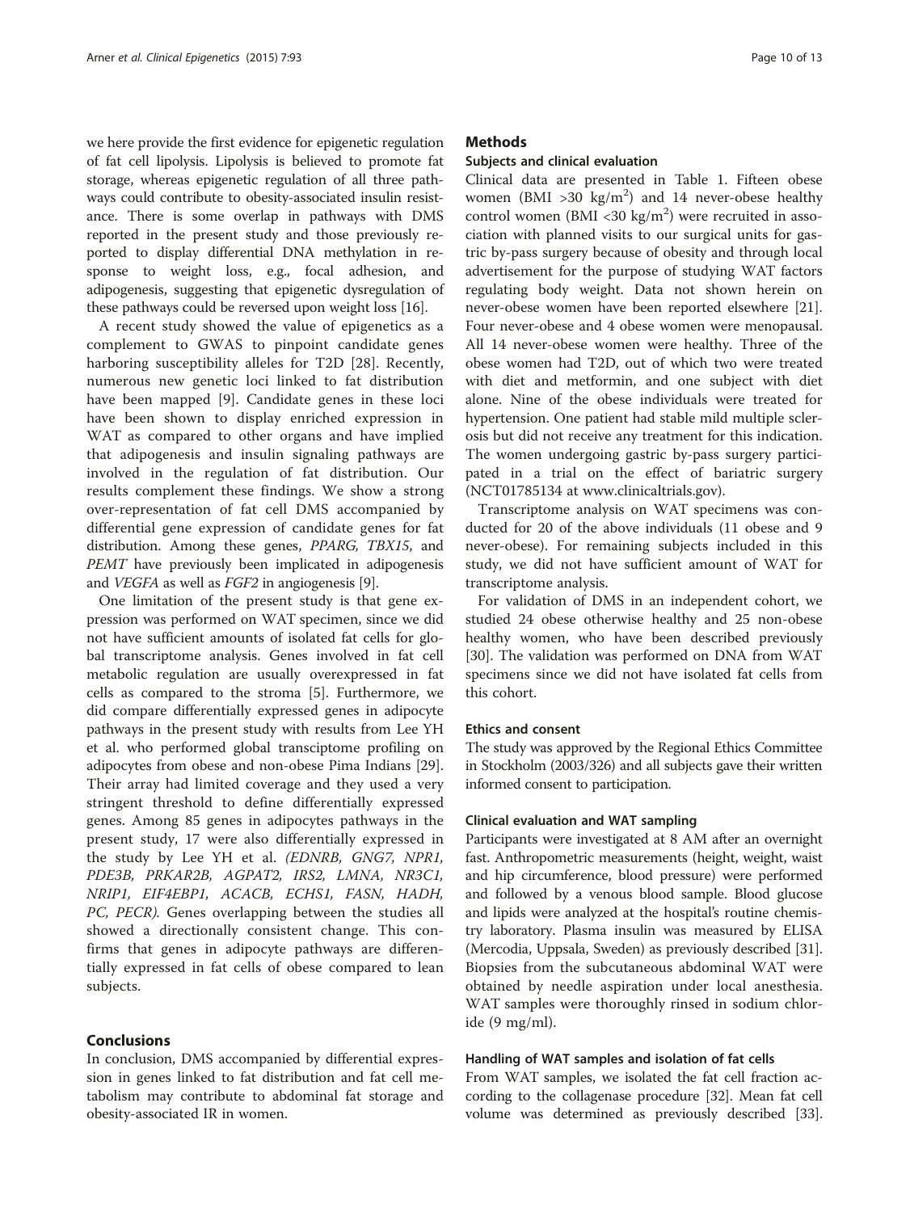we here provide the first evidence for epigenetic regulation of fat cell lipolysis. Lipolysis is believed to promote fat storage, whereas epigenetic regulation of all three pathways could contribute to obesity-associated insulin resistance. There is some overlap in pathways with DMS reported in the present study and those previously reported to display differential DNA methylation in response to weight loss, e.g., focal adhesion, and adipogenesis, suggesting that epigenetic dysregulation of these pathways could be reversed upon weight loss [16].

A recent study showed the value of epigenetics as a complement to GWAS to pinpoint candidate genes harboring susceptibility alleles for T2D [28]. Recently, numerous new genetic loci linked to fat distribution have been mapped [9]. Candidate genes in these loci have been shown to display enriched expression in WAT as compared to other organs and have implied that adipogenesis and insulin signaling pathways are involved in the regulation of fat distribution. Our results complement these findings. We show a strong over-representation of fat cell DMS accompanied by differential gene expression of candidate genes for fat distribution. Among these genes, *PPARG, TBX15*, and *PEMT* have previously been implicated in adipogenesis and *VEGFA* as well as *FGF2* in angiogenesis [9].

One limitation of the present study is that gene expression was performed on WAT specimen, since we did not have sufficient amounts of isolated fat cells for global transcriptome analysis. Genes involved in fat cell metabolic regulation are usually overexpressed in fat cells as compared to the stroma [5]. Furthermore, we did compare differentially expressed genes in adipocyte pathways in the present study with results from Lee YH et al. who performed global transciptome profiling on adipocytes from obese and non-obese Pima Indians [29]. Their array had limited coverage and they used a very stringent threshold to define differentially expressed genes. Among 85 genes in adipocytes pathways in the present study, 17 were also differentially expressed in the study by Lee YH et al. *(EDNRB, GNG7, NPR1, PDE3B, PRKAR2B, AGPAT2, IRS2, LMNA, NR3C1, NRIP1, EIF4EBP1, ACACB, ECHS1, FASN, HADH, PC, PECR).* Genes overlapping between the studies all showed a directionally consistent change. This confirms that genes in adipocyte pathways are differentially expressed in fat cells of obese compared to lean subjects.

## Conclusions

In conclusion, DMS accompanied by differential expression in genes linked to fat distribution and fat cell metabolism may contribute to abdominal fat storage and obesity-associated IR in women.

## Methods

### Subjects and clinical evaluation

Clinical data are presented in Table 1. Fifteen obese women (BMI >30 kg/m$^2$) and 14 never-obese healthy control women (BMI <30 kg/m$^2$) were recruited in association with planned visits to our surgical units for gastric by-pass surgery because of obesity and through local advertisement for the purpose of studying WAT factors regulating body weight. Data not shown herein on never-obese women have been reported elsewhere [21]. Four never-obese and 4 obese women were menopausal. All 14 never-obese women were healthy. Three of the obese women had T2D, out of which two were treated with diet and metformin, and one subject with diet alone. Nine of the obese individuals were treated for hypertension. One patient had stable mild multiple sclerosis but did not receive any treatment for this indication. The women undergoing gastric by-pass surgery participated in a trial on the effect of bariatric surgery (NCT01785134 at www.clinicaltrials.gov).

Transcriptome analysis on WAT specimens was conducted for 20 of the above individuals (11 obese and 9 never-obese). For remaining subjects included in this study, we did not have sufficient amount of WAT for transcriptome analysis.

For validation of DMS in an independent cohort, we studied 24 obese otherwise healthy and 25 non-obese healthy women, who have been described previously [30]. The validation was performed on DNA from WAT specimens since we did not have isolated fat cells from this cohort.

### Ethics and consent

The study was approved by the Regional Ethics Committee in Stockholm (2003/326) and all subjects gave their written informed consent to participation.

### Clinical evaluation and WAT sampling

Participants were investigated at 8 AM after an overnight fast. Anthropometric measurements (height, weight, waist and hip circumference, blood pressure) were performed and followed by a venous blood sample. Blood glucose and lipids were analyzed at the hospital's routine chemistry laboratory. Plasma insulin was measured by ELISA (Mercodia, Uppsala, Sweden) as previously described [31]. Biopsies from the subcutaneous abdominal WAT were obtained by needle aspiration under local anesthesia. WAT samples were thoroughly rinsed in sodium chloride (9 mg/ml).

### Handling of WAT samples and isolation of fat cells

From WAT samples, we isolated the fat cell fraction according to the collagenase procedure [32]. Mean fat cell volume was determined as previously described [33].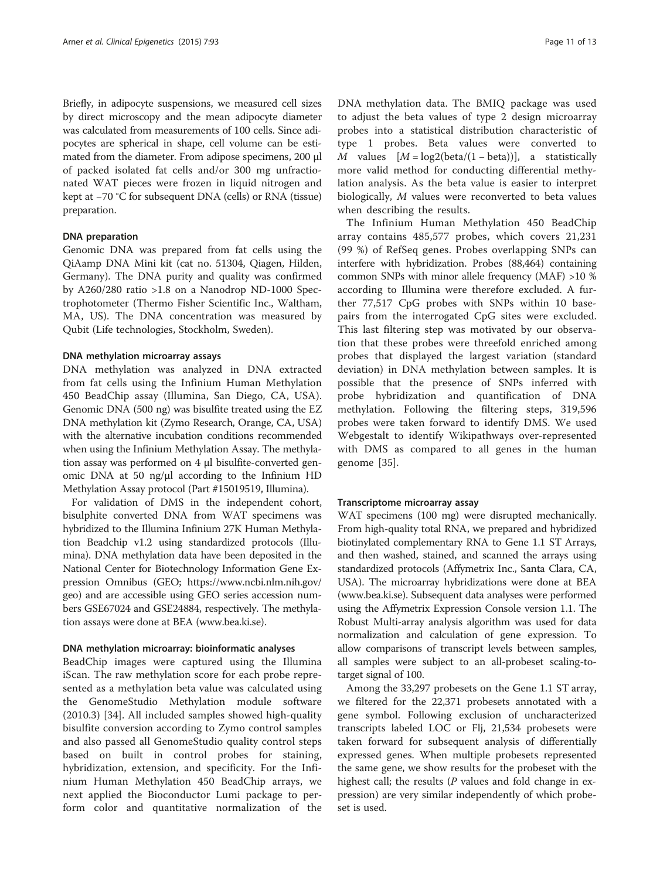Briefly, in adipocyte suspensions, we measured cell sizes by direct microscopy and the mean adipocyte diameter was calculated from measurements of 100 cells. Since adipocytes are spherical in shape, cell volume can be estimated from the diameter. From adipose specimens, 200 μl of packed isolated fat cells and/or 300 mg unfractionated WAT pieces were frozen in liquid nitrogen and kept at −70 °C for subsequent DNA (cells) or RNA (tissue) preparation.

#### DNA preparation

Genomic DNA was prepared from fat cells using the QiAamp DNA Mini kit (cat no. 51304, Qiagen, Hilden, Germany). The DNA purity and quality was confirmed by A260/280 ratio >1.8 on a Nanodrop ND-1000 Spectrophotometer (Thermo Fisher Scientific Inc., Waltham, MA, US). The DNA concentration was measured by Qubit (Life technologies, Stockholm, Sweden).

#### DNA methylation microarray assays

DNA methylation was analyzed in DNA extracted from fat cells using the Infinium Human Methylation 450 BeadChip assay (Illumina, San Diego, CA, USA). Genomic DNA (500 ng) was bisulfite treated using the EZ DNA methylation kit (Zymo Research, Orange, CA, USA) with the alternative incubation conditions recommended when using the Infinium Methylation Assay. The methylation assay was performed on 4 μl bisulfite-converted genomic DNA at 50 ng/μl according to the Infinium HD Methylation Assay protocol (Part #15019519, Illumina).

For validation of DMS in the independent cohort, bisulphite converted DNA from WAT specimens was hybridized to the Illumina Infinium 27K Human Methylation Beadchip v1.2 using standardized protocols (Illumina). DNA methylation data have been deposited in the National Center for Biotechnology Information Gene Expression Omnibus (GEO; https://www.ncbi.nlm.nih.gov/geo) and are accessible using GEO series accession numbers GSE67024 and GSE24884, respectively. The methylation assays were done at BEA (www.bea.ki.se).

#### DNA methylation microarray: bioinformatic analyses

BeadChip images were captured using the Illumina iScan. The raw methylation score for each probe represented as a methylation beta value was calculated using the GenomeStudio Methylation module software (2010.3) [34]. All included samples showed high-quality bisulfite conversion according to Zymo control samples and also passed all GenomeStudio quality control steps based on built in control probes for staining, hybridization, extension, and specificity. For the Infinium Human Methylation 450 BeadChip arrays, we next applied the Bioconductor Lumi package to perform color and quantitative normalization of the DNA methylation data. The BMIQ package was used to adjust the beta values of type 2 design microarray probes into a statistical distribution characteristic of type 1 probes. Beta values were converted to $M$ values [$M = \log2(\text{beta}/(1 - \text{beta}))$], a statistically more valid method for conducting differential methylation analysis. As the beta value is easier to interpret biologically, $M$ values were reconverted to beta values when describing the results.

The Infinium Human Methylation 450 BeadChip array contains 485,577 probes, which covers 21,231 (99 %) of RefSeq genes. Probes overlapping SNPs can interfere with hybridization. Probes (88,464) containing common SNPs with minor allele frequency (MAF) >10 % according to Illumina were therefore excluded. A further 77,517 CpG probes with SNPs within 10 basepairs from the interrogated CpG sites were excluded. This last filtering step was motivated by our observation that these probes were threefold enriched among probes that displayed the largest variation (standard deviation) in DNA methylation between samples. It is possible that the presence of SNPs inferred with probe hybridization and quantification of DNA methylation. Following the filtering steps, 319,596 probes were taken forward to identify DMS. We used Webgestalt to identify Wikipathways over-represented with DMS as compared to all genes in the human genome [35].

#### Transcriptome microarray assay

WAT specimens (100 mg) were disrupted mechanically. From high-quality total RNA, we prepared and hybridized biotinylated complementary RNA to Gene 1.1 ST Arrays, and then washed, stained, and scanned the arrays using standardized protocols (Affymetrix Inc., Santa Clara, CA, USA). The microarray hybridizations were done at BEA (www.bea.ki.se). Subsequent data analyses were performed using the Affymetrix Expression Console version 1.1. The Robust Multi-array analysis algorithm was used for data normalization and calculation of gene expression. To allow comparisons of transcript levels between samples, all samples were subject to an all-probeset scaling-to-target signal of 100.

Among the 33,297 probesets on the Gene 1.1 ST array, we filtered for the 22,371 probesets annotated with a gene symbol. Following exclusion of uncharacterized transcripts labeled LOC or Flj, 21,534 probesets were taken forward for subsequent analysis of differentially expressed genes. When multiple probesets represented the same gene, we show results for the probeset with the highest call; the results ($P$ values and fold change in expression) are very similar independently of which probeset is used.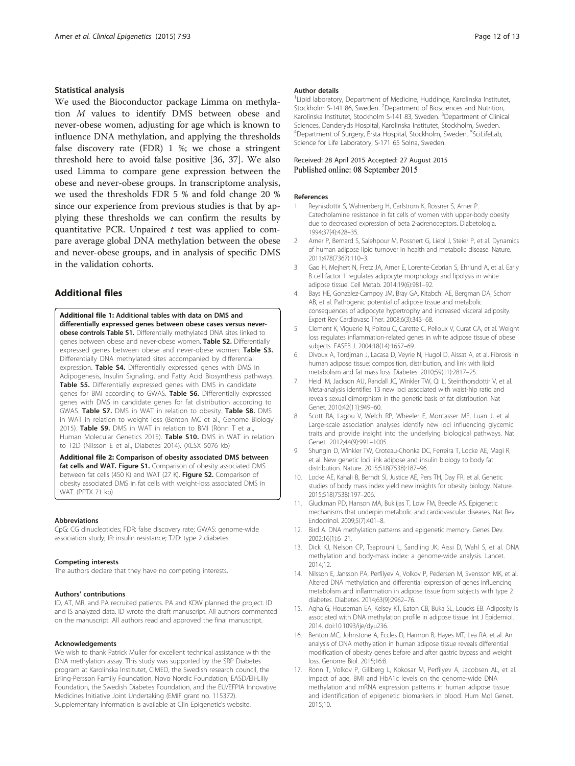### Statistical analysis

We used the Bioconductor package Limma on methylation *M* values to identify DMS between obese and never-obese women, adjusting for age which is known to influence DNA methylation, and applying the thresholds false discovery rate (FDR) 1 %; we chose a stringent threshold here to avoid false positive [36, 37]. We also used Limma to compare gene expression between the obese and never-obese groups. In transcriptome analysis, we used the thresholds FDR 5 % and fold change 20 % since our experience from previous studies is that by applying these thresholds we can confirm the results by quantitative PCR. Unpaired *t* test was applied to compare average global DNA methylation between the obese and never-obese groups, and in analysis of specific DMS in the validation cohorts.

## Additional files

**Additional file 1: Additional tables with data on DMS and differentially expressed genes between obese cases versus never-obese controls Table S1.** Differentially methylated DNA sites linked to genes between obese and never-obese women. **Table S2.** Differentially expressed genes between obese and never-obese women. **Table S3.** Differentially DNA methylated sites accompanied by differential expression. **Table S4.** Differentially expressed genes with DMS in Adipogenesis, Insulin Signaling, and Fatty Acid Biosynthesis pathways. **Table S5.** Differentially expressed genes with DMS in candidate genes for BMI according to GWAS. **Table S6.** Differentially expressed genes with DMS in candidate genes for fat distribution according to GWAS. **Table S7.** DMS in WAT in relation to obesity. **Table S8.** DMS in WAT in relation to weight loss (Benton MC et al., Genome Biology 2015). **Table S9.** DMS in WAT in relation to BMI (Rönn T et al., Human Molecular Genetics 2015). **Table S10.** DMS in WAT in relation to T2D (Nilsson E et al., Diabetes 2014). (XLSX 5076 kb)

**Additional file 2: Comparison of obesity associated DMS between fat cells and WAT. Figure S1.** Comparison of obesity associated DMS between fat cells (450 K) and WAT (27 K). **Figure S2.** Comparison of obesity associated DMS in fat cells with weight-loss associated DMS in WAT. (PPTX 71 kb)

#### Abbreviations

CpG: CG dinucleotides; FDR: false discovery rate; GWAS: genome-wide association study; IR: insulin resistance; T2D: type 2 diabetes.

#### Competing interests

The authors declare that they have no competing interests.

#### Authors' contributions

ID, AT, MR, and PA recruited patients. PA and KDW planned the project. ID and IS analyzed data. ID wrote the draft manuscript. All authors commented on the manuscript. All authors read and approved the final manuscript.

#### Acknowledgements

We wish to thank Patrick Muller for excellent technical assistance with the DNA methylation assay. This study was supported by the SRP Diabetes program at Karolinska Institutet, CIMED, the Swedish research council, the Erling-Persson Family Foundation, Novo Nordic Foundation, EASD/Eli-Lilly Foundation, the Swedish Diabetes Foundation, and the EU/EFPIA Innovative Medicines Initiative Joint Undertaking (EMIF grant no. 115372). Supplementary information is available at Clin Epigenetic's website.

#### Author details

[1]Lipid laboratory, Department of Medicine, Huddinge, Karolinska Institutet, Stockholm S-141 86, Sweden. [2]Department of Biosciences and Nutrition, Karolinska Institutet, Stockholm S-141 83, Sweden. [3]Department of Clinical Sciences, Danderyds Hospital, Karolinska Institutet, Stockholm, Sweden. [4]Department of Surgery, Ersta Hospital, Stockholm, Sweden. [5]SciLifeLab, Science for Life Laboratory, S-171 65 Solna, Sweden.

Received: 28 April 2015 Accepted: 27 August 2015
Published online: 08 September 2015

#### References

1. Reynisdottir S, Wahrenberg H, Carlstrom K, Rossner S, Arner P. Catecholamine resistance in fat cells of women with upper-body obesity due to decreased expression of beta 2-adrenoceptors. Diabetologia. 1994;37(4):428–35.
2. Arner P, Bernard S, Salehpour M, Possnert G, Liebl J, Steier P, et al. Dynamics of human adipose lipid turnover in health and metabolic disease. Nature. 2011;478(7367):110–3.
3. Gao H, Mejhert N, Fretz JA, Arner E, Lorente-Cebrian S, Ehrlund A, et al. Early B cell factor 1 regulates adipocyte morphology and lipolysis in white adipose tissue. Cell Metab. 2014;19(6):981–92.
4. Bays HE, Gonzalez-Campoy JM, Bray GA, Kitabchi AE, Bergman DA, Schorr AB, et al. Pathogenic potential of adipose tissue and metabolic consequences of adipocyte hypertrophy and increased visceral adiposity. Expert Rev Cardiovasc Ther. 2008;6(3):343–68.
5. Clement K, Viguerie N, Poitou C, Carette C, Pelloux V, Curat CA, et al. Weight loss regulates inflammation-related genes in white adipose tissue of obese subjects. FASEB J. 2004;18(14):1657–69.
6. Divoux A, Tordjman J, Lacasa D, Veyrie N, Hugol D, Aissat A, et al. Fibrosis in human adipose tissue: composition, distribution, and link with lipid metabolism and fat mass loss. Diabetes. 2010;59(11):2817–25.
7. Heid IM, Jackson AU, Randall JC, Winkler TW, Qi L, Steinthorsdottir V, et al. Meta-analysis identifies 13 new loci associated with waist-hip ratio and reveals sexual dimorphism in the genetic basis of fat distribution. Nat Genet. 2010;42(11):949–60.
8. Scott RA, Lagou V, Welch RP, Wheeler E, Montasser ME, Luan J, et al. Large-scale association analyses identify new loci influencing glycemic traits and provide insight into the underlying biological pathways. Nat Genet. 2012;44(9):991–1005.
9. Shungin D, Winkler TW, Croteau-Chonka DC, Ferreira T, Locke AE, Magi R, et al. New genetic loci link adipose and insulin biology to body fat distribution. Nature. 2015;518(7538):187–96.
10. Locke AE, Kahali B, Berndt SI, Justice AE, Pers TH, Day FR, et al. Genetic studies of body mass index yield new insights for obesity biology. Nature. 2015;518(7538):197–206.
11. Gluckman PD, Hanson MA, Buklijas T, Low FM, Beedle AS. Epigenetic mechanisms that underpin metabolic and cardiovascular diseases. Nat Rev Endocrinol. 2009;5(7):401–8.
12. Bird A. DNA methylation patterns and epigenetic memory. Genes Dev. 2002;16(1):6–21.
13. Dick KJ, Nelson CP, Tsaprouni L, Sandling JK, Aissi D, Wahl S, et al. DNA methylation and body-mass index: a genome-wide analysis. Lancet. 2014;12.
14. Nilsson E, Jansson PA, Perfilyev A, Volkov P, Pedersen M, Svensson MK, et al. Altered DNA methylation and differential expression of genes influencing metabolism and inflammation in adipose tissue from subjects with type 2 diabetes. Diabetes. 2014;63(9):2962–76.
15. Agha G, Houseman EA, Kelsey KT, Eaton CB, Buka SL, Loucks EB. Adiposity is associated with DNA methylation profile in adipose tissue. Int J Epidemiol. 2014. doi:10.1093/ije/dyu236.
16. Benton MC, Johnstone A, Eccles D, Harmon B, Hayes MT, Lea RA, et al. An analysis of DNA methylation in human adipose tissue reveals differential modification of obesity genes before and after gastric bypass and weight loss. Genome Biol. 2015;16:8.
17. Ronn T, Volkov P, Gillberg L, Kokosar M, Perfilyev A, Jacobsen AL, et al. Impact of age, BMI and HbA1c levels on the genome-wide DNA methylation and mRNA expression patterns in human adipose tissue and identification of epigenetic biomarkers in blood. Hum Mol Genet. 2015;10.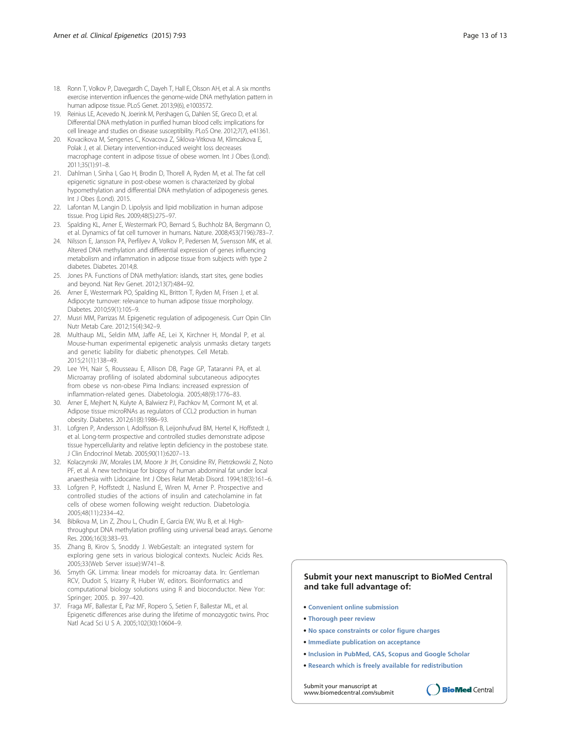18. Ronn T, Volkov P, Davegardh C, Dayeh T, Hall E, Olsson AH, et al. A six months exercise intervention influences the genome-wide DNA methylation pattern in human adipose tissue. PLoS Genet. 2013;9(6), e1003572.
19. Reinius LE, Acevedo N, Joerink M, Pershagen G, Dahlen SE, Greco D, et al. Differential DNA methylation in purified human blood cells: implications for cell lineage and studies on disease susceptibility. PLoS One. 2012;7(7), e41361.
20. Kovacikova M, Sengenes C, Kovacova Z, Siklova-Vitkova M, Klimcakova E, Polak J, et al. Dietary intervention-induced weight loss decreases macrophage content in adipose tissue of obese women. Int J Obes (Lond). 2011;35(1):91–8.
21. Dahlman I, Sinha I, Gao H, Brodin D, Thorell A, Ryden M, et al. The fat cell epigenetic signature in post-obese women is characterized by global hypomethylation and differential DNA methylation of adipogenesis genes. Int J Obes (Lond). 2015.
22. Lafontan M, Langin D. Lipolysis and lipid mobilization in human adipose tissue. Prog Lipid Res. 2009;48(5):275–97.
23. Spalding KL, Arner E, Westermark PO, Bernard S, Buchholz BA, Bergmann O, et al. Dynamics of fat cell turnover in humans. Nature. 2008;453(7196):783–7.
24. Nilsson E, Jansson PA, Perfilyev A, Volkov P, Pedersen M, Svensson MK, et al. Altered DNA methylation and differential expression of genes influencing metabolism and inflammation in adipose tissue from subjects with type 2 diabetes. Diabetes. 2014;8.
25. Jones PA. Functions of DNA methylation: islands, start sites, gene bodies and beyond. Nat Rev Genet. 2012;13(7):484–92.
26. Arner E, Westermark PO, Spalding KL, Britton T, Ryden M, Frisen J, et al. Adipocyte turnover: relevance to human adipose tissue morphology. Diabetes. 2010;59(1):105–9.
27. Musri MM, Parrizas M. Epigenetic regulation of adipogenesis. Curr Opin Clin Nutr Metab Care. 2012;15(4):342–9.
28. Multhaup ML, Seldin MM, Jaffe AE, Lei X, Kirchner H, Mondal P, et al. Mouse-human experimental epigenetic analysis unmasks dietary targets and genetic liability for diabetic phenotypes. Cell Metab. 2015;21(1):138–49.
29. Lee YH, Nair S, Rousseau E, Allison DB, Page GP, Tataranni PA, et al. Microarray profiling of isolated abdominal subcutaneous adipocytes from obese vs non-obese Pima Indians: increased expression of inflammation-related genes. Diabetologia. 2005;48(9):1776–83.
30. Arner E, Mejhert N, Kulyte A, Balwierz PJ, Pachkov M, Cormont M, et al. Adipose tissue microRNAs as regulators of CCL2 production in human obesity. Diabetes. 2012;61(8):1986–93.
31. Lofgren P, Andersson I, Adolfsson B, Leijonhufvud BM, Hertel K, Hoffstedt J, et al. Long-term prospective and controlled studies demonstrate adipose tissue hypercellularity and relative leptin deficiency in the postobese state. J Clin Endocrinol Metab. 2005;90(11):6207–13.
32. Kolaczynski JW, Morales LM, Moore Jr JH, Considine RV, Pietrzkowski Z, Noto PF, et al. A new technique for biopsy of human abdominal fat under local anaesthesia with Lidocaine. Int J Obes Relat Metab Disord. 1994;18(3):161–6.
33. Lofgren P, Hoffstedt J, Naslund E, Wiren M, Arner P. Prospective and controlled studies of the actions of insulin and catecholamine in fat cells of obese women following weight reduction. Diabetologia. 2005;48(11):2334–42.
34. Bibikova M, Lin Z, Zhou L, Chudin E, Garcia EW, Wu B, et al. High-throughput DNA methylation profiling using universal bead arrays. Genome Res. 2006;16(3):383–93.
35. Zhang B, Kirov S, Snoddy J. WebGestalt: an integrated system for exploring gene sets in various biological contexts. Nucleic Acids Res. 2005;33(Web Server issue):W741–8.
36. Smyth GK. Limma: linear models for microarray data. In: Gentleman RCV, Dudoit S, Irizarry R, Huber W, editors. Bioinformatics and computational biology solutions using R and bioconductor. New Yor: Springer; 2005. p. 397–420.
37. Fraga MF, Ballestar E, Paz MF, Ropero S, Setien F, Ballestar ML, et al. Epigenetic differences arise during the lifetime of monozygotic twins. Proc Natl Acad Sci U S A. 2005;102(30):10604–9.

**Submit your next manuscript to BioMed Central and take full advantage of:**

- Convenient online submission
- Thorough peer review
- No space constraints or color figure charges
- Immediate publication on acceptance
- Inclusion in PubMed, CAS, Scopus and Google Scholar
- Research which is freely available for redistribution

Submit your manuscript at
www.biomedcentral.com/submit

BioMed Central